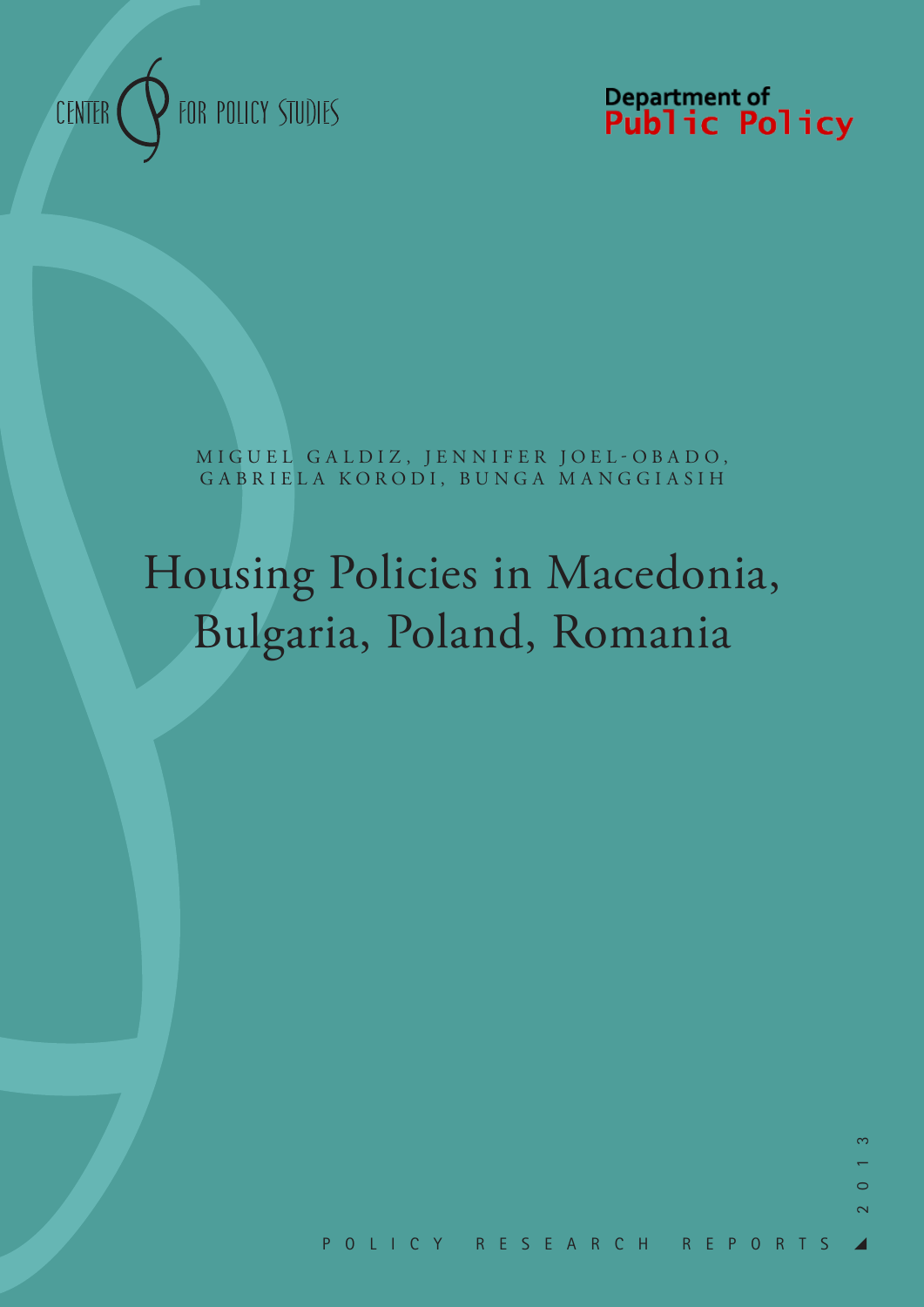CENTER FOR POLICY STUDIES

Department of Public Policy

MIGUEL GALDIZ, JENNIFER JOEL-OBADO, GABRIELA KORODI, BUNGA MANGGIASIH

# Housing Policies in Macedonia, Bulgaria, Poland, Romania

2013

POLICY RESEARCH REPORTS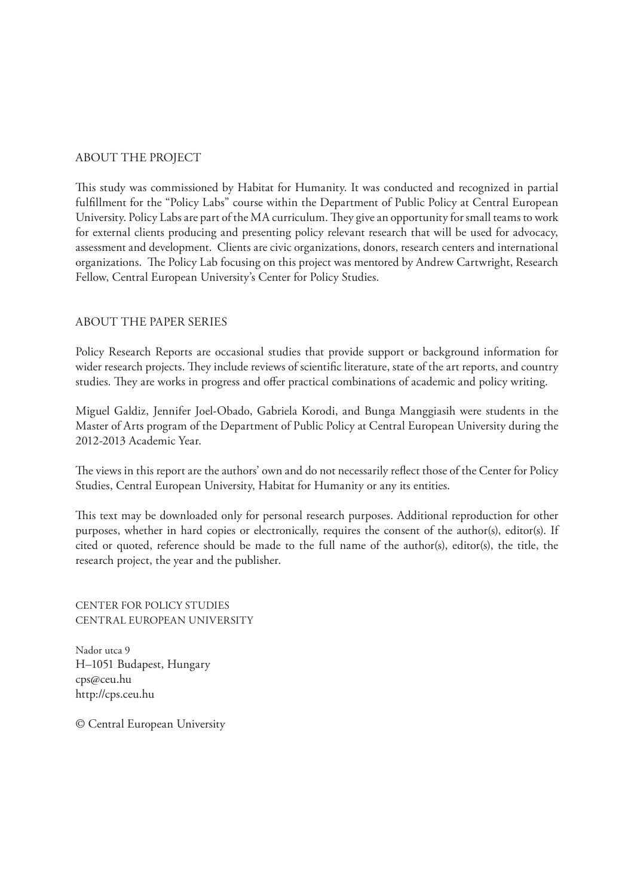## ABOUT THE PROJECT

This study was commissioned by Habitat for Humanity. It was conducted and recognized in partial fulfillment for the "Policy Labs" course within the Department of Public Policy at Central European University. Policy Labs are part of the MA curriculum. They give an opportunity for small teams to work for external clients producing and presenting policy relevant research that will be used for advocacy, assessment and development. Clients are civic organizations, donors, research centers and international organizations. The Policy Lab focusing on this project was mentored by Andrew Cartwright, Research Fellow, Central European University's Center for Policy Studies.

## ABOUT THE PAPER SERIES

Policy Research Reports are occasional studies that provide support or background information for wider research projects. They include reviews of scientific literature, state of the art reports, and country studies. They are works in progress and offer practical combinations of academic and policy writing.

Miguel Galdiz, Jennifer Joel-Obado, Gabriela Korodi, and Bunga Manggiasih were students in the Master of Arts program of the Department of Public Policy at Central European University during the 2012-2013 Academic Year.

The views in this report are the authors' own and do not necessarily reflect those of the Center for Policy Studies, Central European University, Habitat for Humanity or any its entities.

This text may be downloaded only for personal research purposes. Additional reproduction for other purposes, whether in hard copies or electronically, requires the consent of the author(s), editor(s). If cited or quoted, reference should be made to the full name of the author(s), editor(s), the title, the research project, the year and the publisher.

CENTER FOR POLICY STUDIES
CENTRAL EUROPEAN UNIVERSITY

Nador utca 9
H–1051 Budapest, Hungary
cps@ceu.hu
http://cps.ceu.hu

© Central European University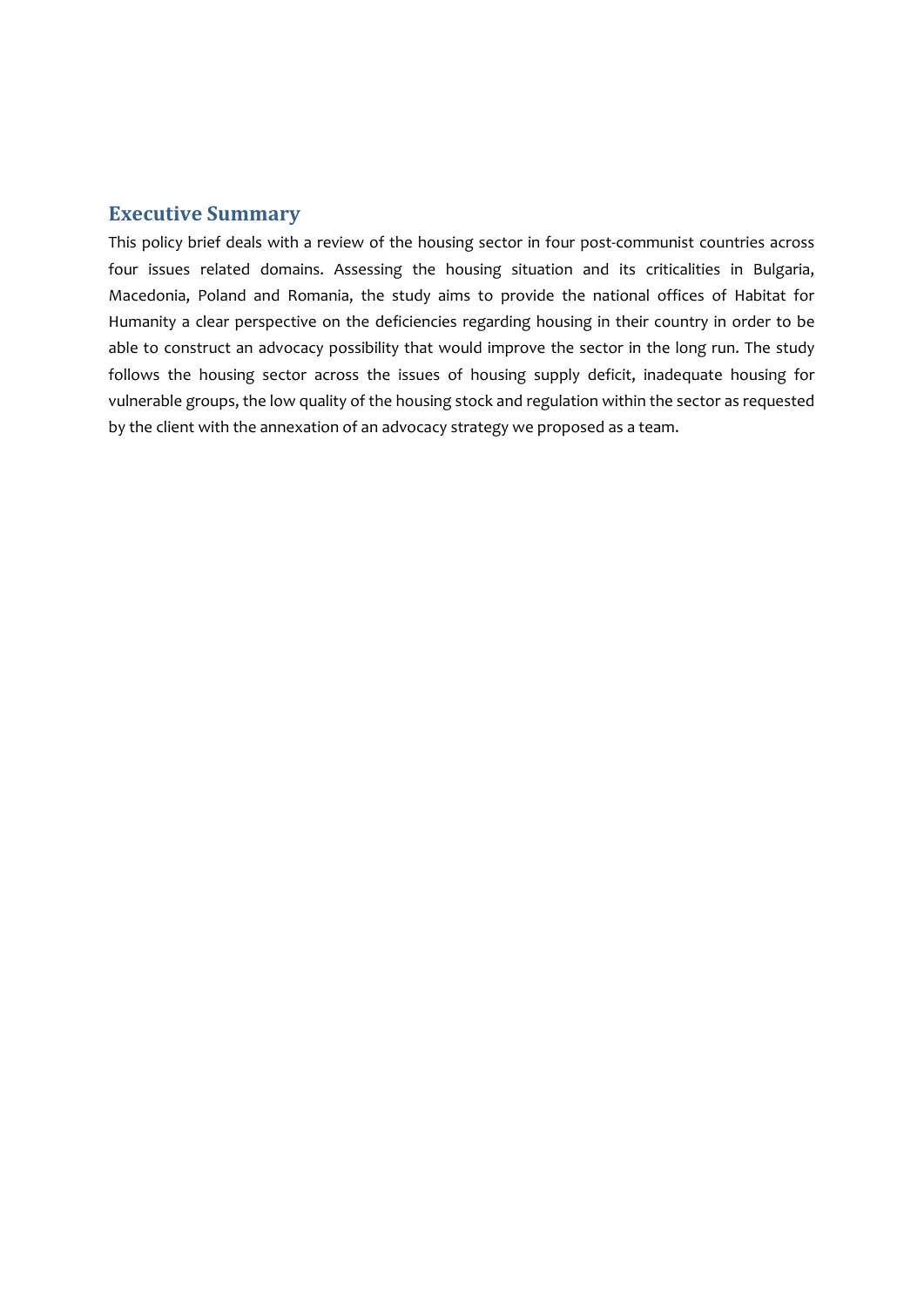## Executive Summary

This policy brief deals with a review of the housing sector in four post-communist countries across four issues related domains. Assessing the housing situation and its criticalities in Bulgaria, Macedonia, Poland and Romania, the study aims to provide the national offices of Habitat for Humanity a clear perspective on the deficiencies regarding housing in their country in order to be able to construct an advocacy possibility that would improve the sector in the long run. The study follows the housing sector across the issues of housing supply deficit, inadequate housing for vulnerable groups, the low quality of the housing stock and regulation within the sector as requested by the client with the annexation of an advocacy strategy we proposed as a team.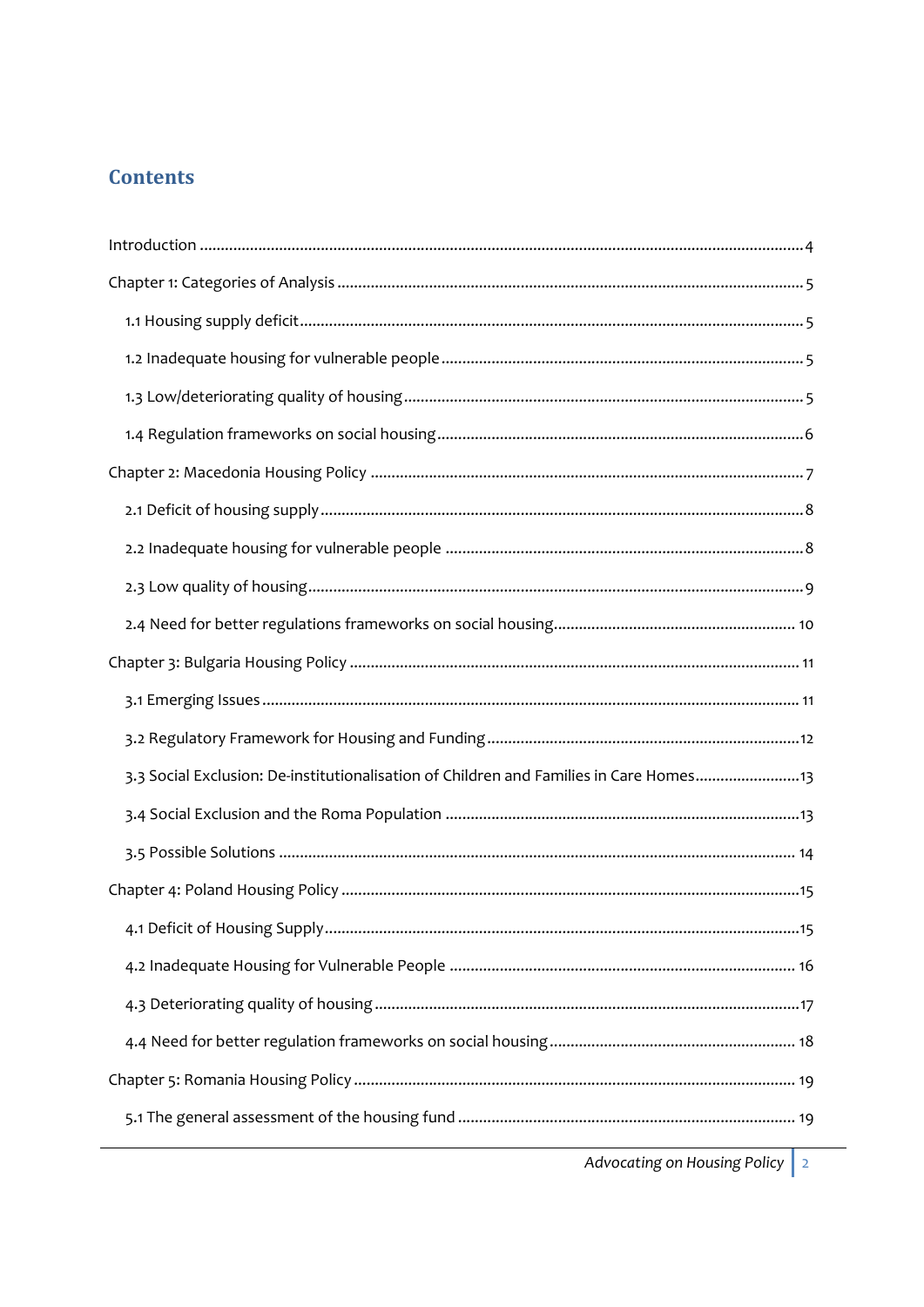## Contents

Introduction .......................................................................................................................................4

Chapter 1: Categories of Analysis ..................................................................................................5

1.1 Housing supply deficit..............................................................................................................5

1.2 Inadequate housing for vulnerable people..............................................................................5

1.3 Low/deteriorating quality of housing.......................................................................................5

1.4 Regulation frameworks on social housing................................................................................6

Chapter 2: Macedonia Housing Policy ...........................................................................................7

2.1 Deficit of housing supply..........................................................................................................8

2.2 Inadequate housing for vulnerable people ..............................................................................8

2.3 Low quality of housing.............................................................................................................9

2.4 Need for better regulations frameworks on social housing.....................................................10

Chapter 3: Bulgaria Housing Policy ..............................................................................................11

3.1 Emerging Issues......................................................................................................................11

3.2 Regulatory Framework for Housing and Funding...................................................................12

3.3 Social Exclusion: De-institutionalisation of Children and Families in Care Homes....................13

3.4 Social Exclusion and the Roma Population ............................................................................13

3.5 Possible Solutions ..................................................................................................................14

Chapter 4: Poland Housing Policy ................................................................................................15

4.1 Deficit of Housing Supply........................................................................................................15

4.2 Inadequate Housing for Vulnerable People ...........................................................................16

4.3 Deteriorating quality of housing.............................................................................................17

4.4 Need for better regulation frameworks on social housing......................................................18

Chapter 5: Romania Housing Policy .............................................................................................19

5.1 The general assessment of the housing fund .........................................................................19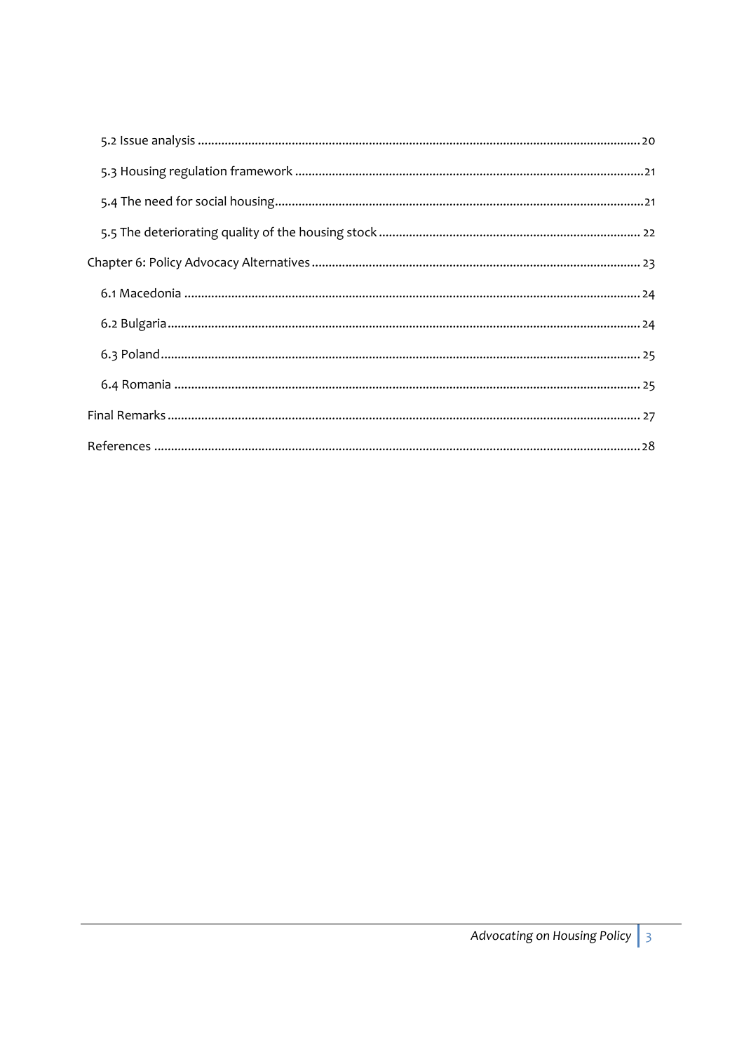5.2 Issue analysis ........................................................................................................................20

5.3 Housing regulation framework ..................................................................................................21

5.4 The need for social housing........................................................................................................21

5.5 The deteriorating quality of the housing stock ............................................................................. 22

Chapter 6: Policy Advocacy Alternatives .................................................................................................. 23

6.1 Macedonia ....................................................................................................................................24

6.2 Bulgaria.........................................................................................................................................24

6.3 Poland...........................................................................................................................................25

6.4 Romania .......................................................................................................................................25

Final Remarks ............................................................................................................................................. 27

References .................................................................................................................................................28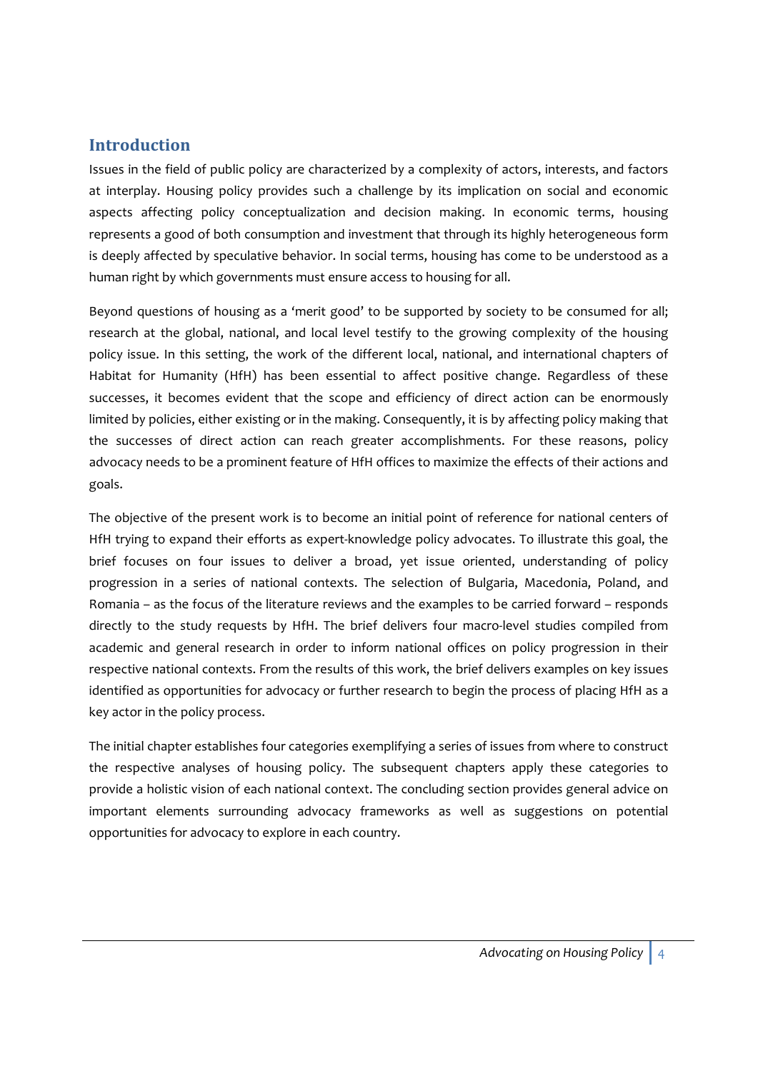## Introduction

Issues in the field of public policy are characterized by a complexity of actors, interests, and factors at interplay. Housing policy provides such a challenge by its implication on social and economic aspects affecting policy conceptualization and decision making. In economic terms, housing represents a good of both consumption and investment that through its highly heterogeneous form is deeply affected by speculative behavior. In social terms, housing has come to be understood as a human right by which governments must ensure access to housing for all.

Beyond questions of housing as a 'merit good' to be supported by society to be consumed for all; research at the global, national, and local level testify to the growing complexity of the housing policy issue. In this setting, the work of the different local, national, and international chapters of Habitat for Humanity (HfH) has been essential to affect positive change. Regardless of these successes, it becomes evident that the scope and efficiency of direct action can be enormously limited by policies, either existing or in the making. Consequently, it is by affecting policy making that the successes of direct action can reach greater accomplishments. For these reasons, policy advocacy needs to be a prominent feature of HfH offices to maximize the effects of their actions and goals.

The objective of the present work is to become an initial point of reference for national centers of HfH trying to expand their efforts as expert-knowledge policy advocates. To illustrate this goal, the brief focuses on four issues to deliver a broad, yet issue oriented, understanding of policy progression in a series of national contexts. The selection of Bulgaria, Macedonia, Poland, and Romania – as the focus of the literature reviews and the examples to be carried forward – responds directly to the study requests by HfH. The brief delivers four macro-level studies compiled from academic and general research in order to inform national offices on policy progression in their respective national contexts. From the results of this work, the brief delivers examples on key issues identified as opportunities for advocacy or further research to begin the process of placing HfH as a key actor in the policy process.

The initial chapter establishes four categories exemplifying a series of issues from where to construct the respective analyses of housing policy. The subsequent chapters apply these categories to provide a holistic vision of each national context. The concluding section provides general advice on important elements surrounding advocacy frameworks as well as suggestions on potential opportunities for advocacy to explore in each country.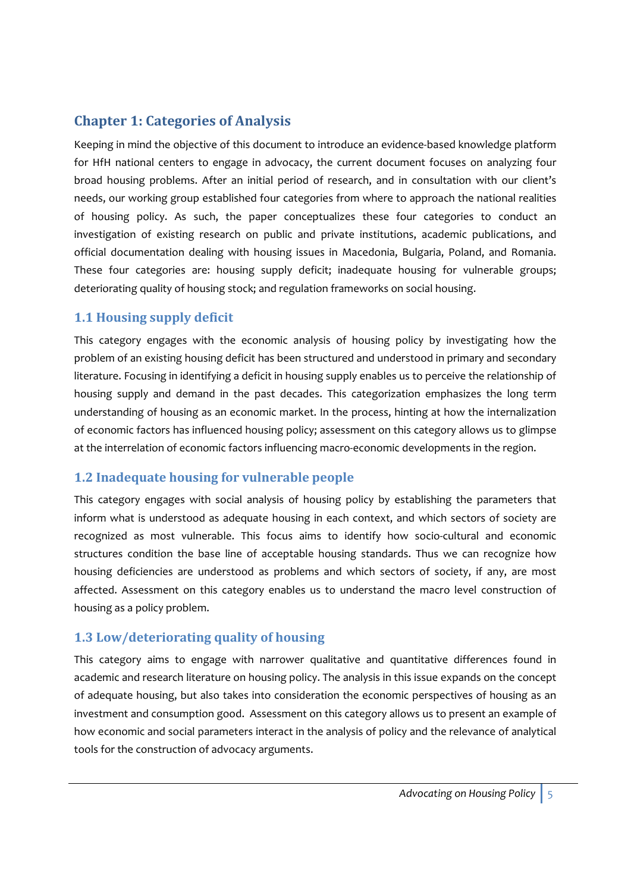# Chapter 1: Categories of Analysis

Keeping in mind the objective of this document to introduce an evidence-based knowledge platform for HfH national centers to engage in advocacy, the current document focuses on analyzing four broad housing problems. After an initial period of research, and in consultation with our client's needs, our working group established four categories from where to approach the national realities of housing policy. As such, the paper conceptualizes these four categories to conduct an investigation of existing research on public and private institutions, academic publications, and official documentation dealing with housing issues in Macedonia, Bulgaria, Poland, and Romania. These four categories are: housing supply deficit; inadequate housing for vulnerable groups; deteriorating quality of housing stock; and regulation frameworks on social housing.

## 1.1 Housing supply deficit

This category engages with the economic analysis of housing policy by investigating how the problem of an existing housing deficit has been structured and understood in primary and secondary literature. Focusing in identifying a deficit in housing supply enables us to perceive the relationship of housing supply and demand in the past decades. This categorization emphasizes the long term understanding of housing as an economic market. In the process, hinting at how the internalization of economic factors has influenced housing policy; assessment on this category allows us to glimpse at the interrelation of economic factors influencing macro-economic developments in the region.

## 1.2 Inadequate housing for vulnerable people

This category engages with social analysis of housing policy by establishing the parameters that inform what is understood as adequate housing in each context, and which sectors of society are recognized as most vulnerable. This focus aims to identify how socio-cultural and economic structures condition the base line of acceptable housing standards. Thus we can recognize how housing deficiencies are understood as problems and which sectors of society, if any, are most affected. Assessment on this category enables us to understand the macro level construction of housing as a policy problem.

## 1.3 Low/deteriorating quality of housing

This category aims to engage with narrower qualitative and quantitative differences found in academic and research literature on housing policy. The analysis in this issue expands on the concept of adequate housing, but also takes into consideration the economic perspectives of housing as an investment and consumption good. Assessment on this category allows us to present an example of how economic and social parameters interact in the analysis of policy and the relevance of analytical tools for the construction of advocacy arguments.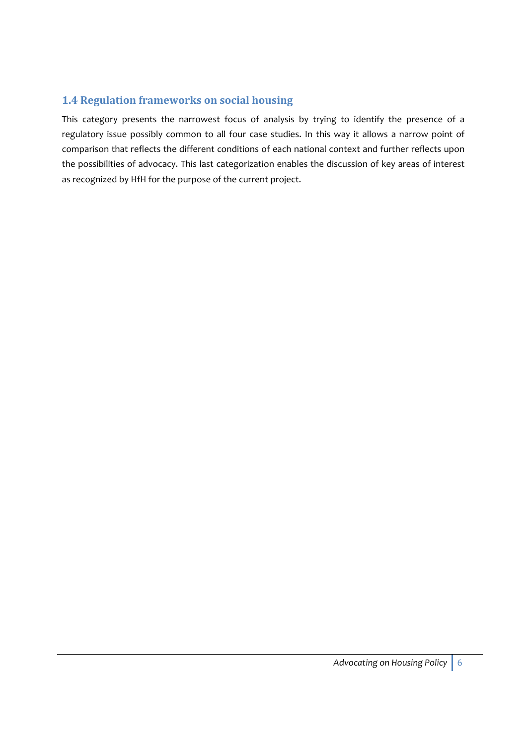## 1.4 Regulation frameworks on social housing

This category presents the narrowest focus of analysis by trying to identify the presence of a regulatory issue possibly common to all four case studies. In this way it allows a narrow point of comparison that reflects the different conditions of each national context and further reflects upon the possibilities of advocacy. This last categorization enables the discussion of key areas of interest as recognized by HfH for the purpose of the current project.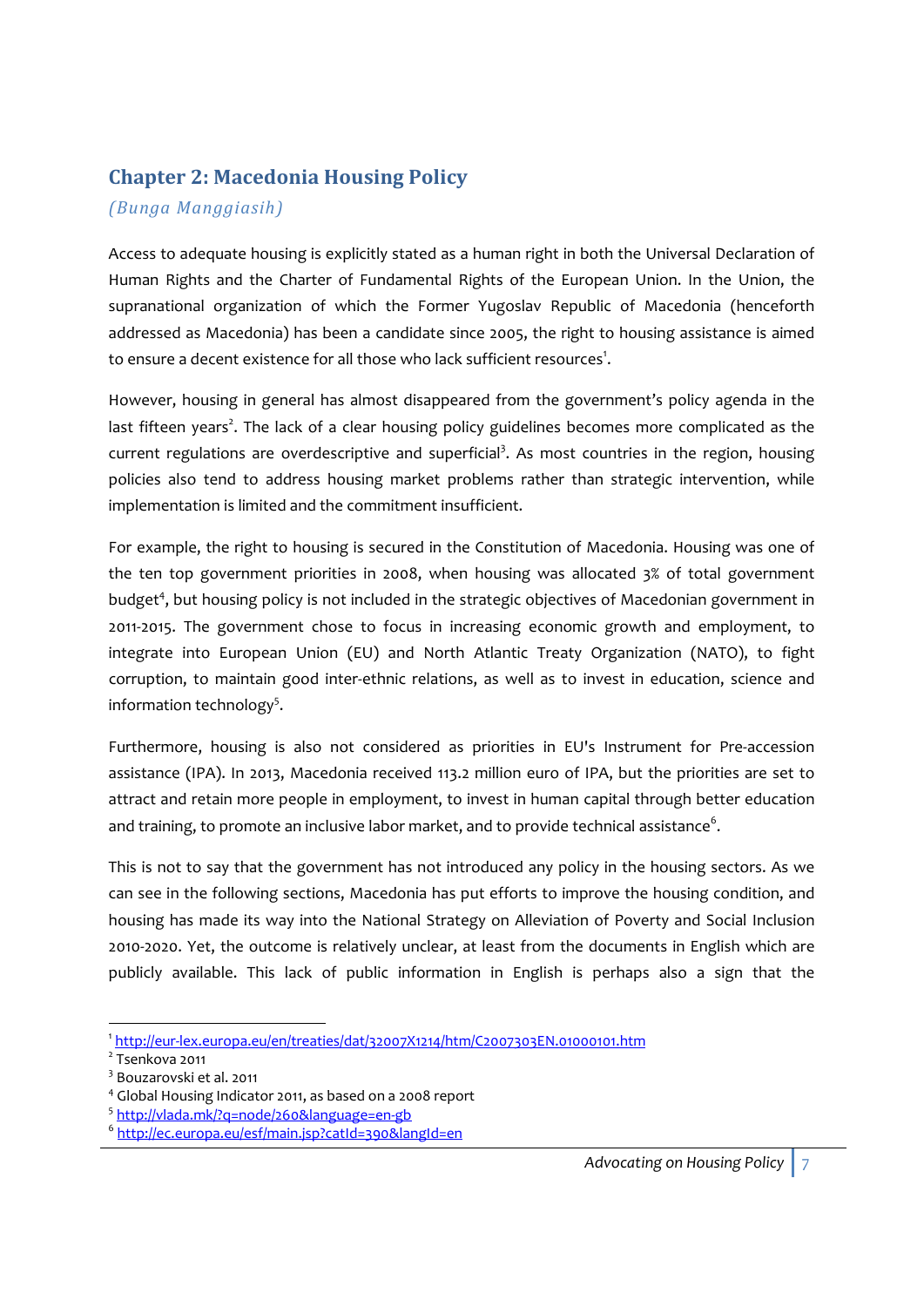## Chapter 2: Macedonia Housing Policy

*(Bunga Manggiasih)*

Access to adequate housing is explicitly stated as a human right in both the Universal Declaration of Human Rights and the Charter of Fundamental Rights of the European Union. In the Union, the supranational organization of which the Former Yugoslav Republic of Macedonia (henceforth addressed as Macedonia) has been a candidate since 2005, the right to housing assistance is aimed to ensure a decent existence for all those who lack sufficient resources[1].

However, housing in general has almost disappeared from the government's policy agenda in the last fifteen years[2]. The lack of a clear housing policy guidelines becomes more complicated as the current regulations are overdescriptive and superficial[3]. As most countries in the region, housing policies also tend to address housing market problems rather than strategic intervention, while implementation is limited and the commitment insufficient.

For example, the right to housing is secured in the Constitution of Macedonia. Housing was one of the ten top government priorities in 2008, when housing was allocated 3% of total government budget[4], but housing policy is not included in the strategic objectives of Macedonian government in 2011-2015. The government chose to focus in increasing economic growth and employment, to integrate into European Union (EU) and North Atlantic Treaty Organization (NATO), to fight corruption, to maintain good inter-ethnic relations, as well as to invest in education, science and information technology[5].

Furthermore, housing is also not considered as priorities in EU's Instrument for Pre-accession assistance (IPA). In 2013, Macedonia received 113.2 million euro of IPA, but the priorities are set to attract and retain more people in employment, to invest in human capital through better education and training, to promote an inclusive labor market, and to provide technical assistance[6].

This is not to say that the government has not introduced any policy in the housing sectors. As we can see in the following sections, Macedonia has put efforts to improve the housing condition, and housing has made its way into the National Strategy on Alleviation of Poverty and Social Inclusion 2010-2020. Yet, the outcome is relatively unclear, at least from the documents in English which are publicly available. This lack of public information in English is perhaps also a sign that the

---

[1] http://eur-lex.europa.eu/en/treaties/dat/32007X1214/htm/C2007303EN.01000101.htm
[2] Tsenkova 2011
[3] Bouzarovski et al. 2011
[4] Global Housing Indicator 2011, as based on a 2008 report
[5] http://vlada.mk/?q=node/260&language=en-gb
[6] http://ec.europa.eu/esf/main.jsp?catId=390&langId=en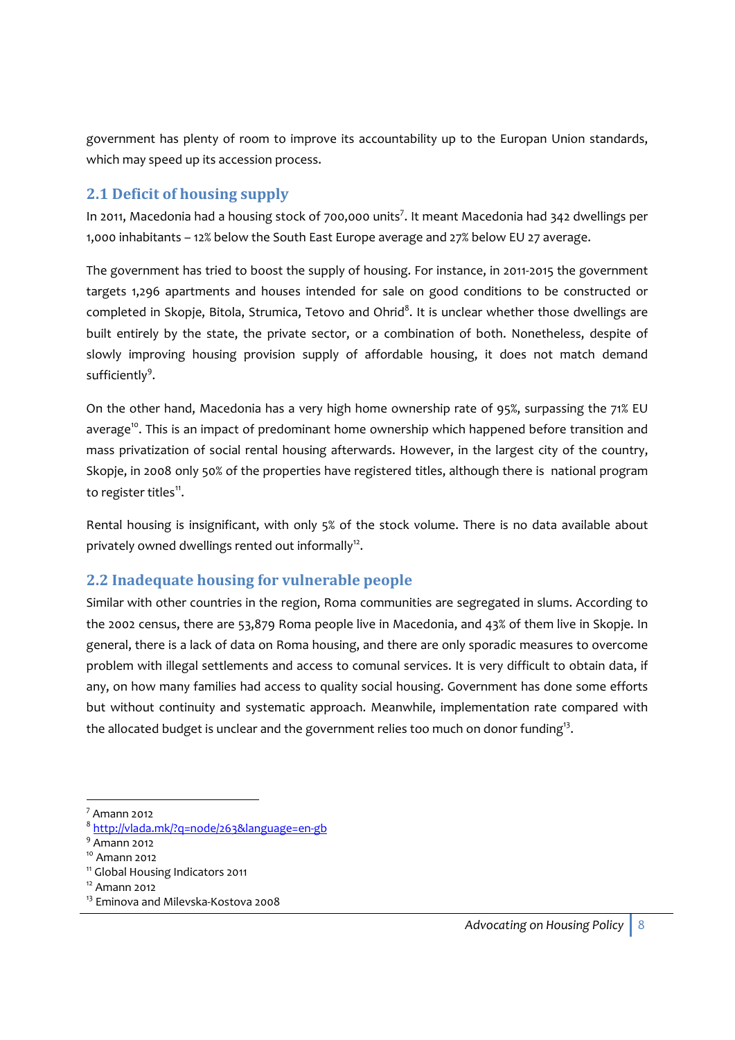government has plenty of room to improve its accountability up to the Europan Union standards, which may speed up its accession process.

## 2.1 Deficit of housing supply

In 2011, Macedonia had a housing stock of 700,000 units[7]. It meant Macedonia had 342 dwellings per 1,000 inhabitants – 12% below the South East Europe average and 27% below EU 27 average.

The government has tried to boost the supply of housing. For instance, in 2011-2015 the government targets 1,296 apartments and houses intended for sale on good conditions to be constructed or completed in Skopje, Bitola, Strumica, Tetovo and Ohrid[8]. It is unclear whether those dwellings are built entirely by the state, the private sector, or a combination of both. Nonetheless, despite of slowly improving housing provision supply of affordable housing, it does not match demand sufficiently[9].

On the other hand, Macedonia has a very high home ownership rate of 95%, surpassing the 71% EU average[10]. This is an impact of predominant home ownership which happened before transition and mass privatization of social rental housing afterwards. However, in the largest city of the country, Skopje, in 2008 only 50% of the properties have registered titles, although there is national program to register titles[11].

Rental housing is insignificant, with only 5% of the stock volume. There is no data available about privately owned dwellings rented out informally[12].

## 2.2 Inadequate housing for vulnerable people

Similar with other countries in the region, Roma communities are segregated in slums. According to the 2002 census, there are 53,879 Roma people live in Macedonia, and 43% of them live in Skopje. In general, there is a lack of data on Roma housing, and there are only sporadic measures to overcome problem with illegal settlements and access to comunal services. It is very difficult to obtain data, if any, on how many families had access to quality social housing. Government has done some efforts but without continuity and systematic approach. Meanwhile, implementation rate compared with the allocated budget is unclear and the government relies too much on donor funding[13].

---

[7] Amann 2012
[8] http://vlada.mk/?q=node/263&language=en-gb
[9] Amann 2012
[10] Amann 2012
[11] Global Housing Indicators 2011
[12] Amann 2012
[13] Eminova and Milevska-Kostova 2008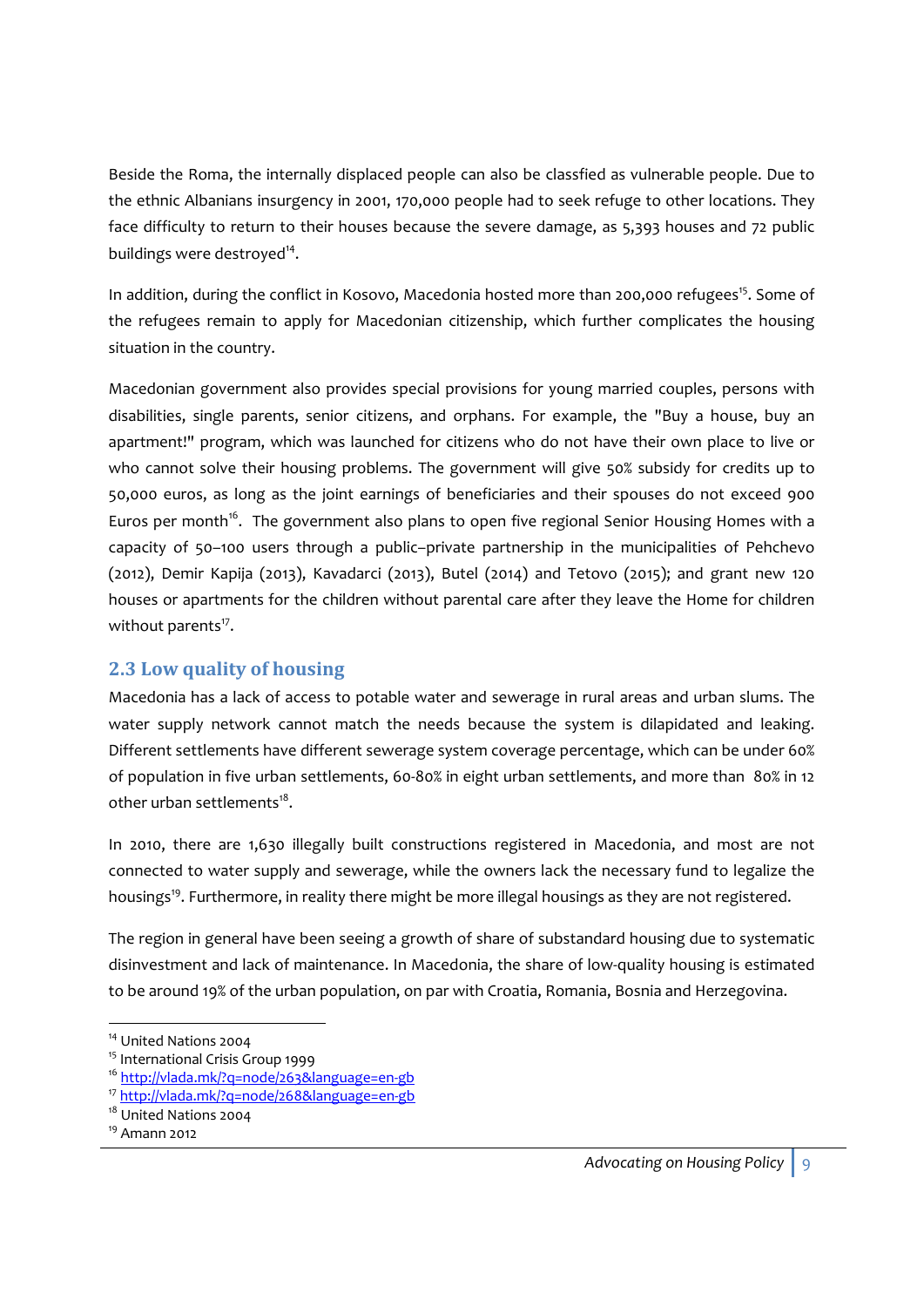Beside the Roma, the internally displaced people can also be classfied as vulnerable people. Due to the ethnic Albanians insurgency in 2001, 170,000 people had to seek refuge to other locations. They face difficulty to return to their houses because the severe damage, as 5,393 houses and 72 public buildings were destroyed[14].

In addition, during the conflict in Kosovo, Macedonia hosted more than 200,000 refugees[15]. Some of the refugees remain to apply for Macedonian citizenship, which further complicates the housing situation in the country.

Macedonian government also provides special provisions for young married couples, persons with disabilities, single parents, senior citizens, and orphans. For example, the "Buy a house, buy an apartment!" program, which was launched for citizens who do not have their own place to live or who cannot solve their housing problems. The government will give 50% subsidy for credits up to 50,000 euros, as long as the joint earnings of beneficiaries and their spouses do not exceed 900 Euros per month[16]. The government also plans to open five regional Senior Housing Homes with a capacity of 50–100 users through a public–private partnership in the municipalities of Pehchevo (2012), Demir Kapija (2013), Kavadarci (2013), Butel (2014) and Tetovo (2015); and grant new 120 houses or apartments for the children without parental care after they leave the Home for children without parents[17].

## 2.3 Low quality of housing

Macedonia has a lack of access to potable water and sewerage in rural areas and urban slums. The water supply network cannot match the needs because the system is dilapidated and leaking. Different settlements have different sewerage system coverage percentage, which can be under 60% of population in five urban settlements, 60-80% in eight urban settlements, and more than 80% in 12 other urban settlements[18].

In 2010, there are 1,630 illegally built constructions registered in Macedonia, and most are not connected to water supply and sewerage, while the owners lack the necessary fund to legalize the housings[19]. Furthermore, in reality there might be more illegal housings as they are not registered.

The region in general have been seeing a growth of share of substandard housing due to systematic disinvestment and lack of maintenance. In Macedonia, the share of low-quality housing is estimated to be around 19% of the urban population, on par with Croatia, Romania, Bosnia and Herzegovina.

---

[14] United Nations 2004
[15] International Crisis Group 1999
[16] http://vlada.mk/?q=node/263&language=en-gb
[17] http://vlada.mk/?q=node/268&language=en-gb
[18] United Nations 2004
[19] Amann 2012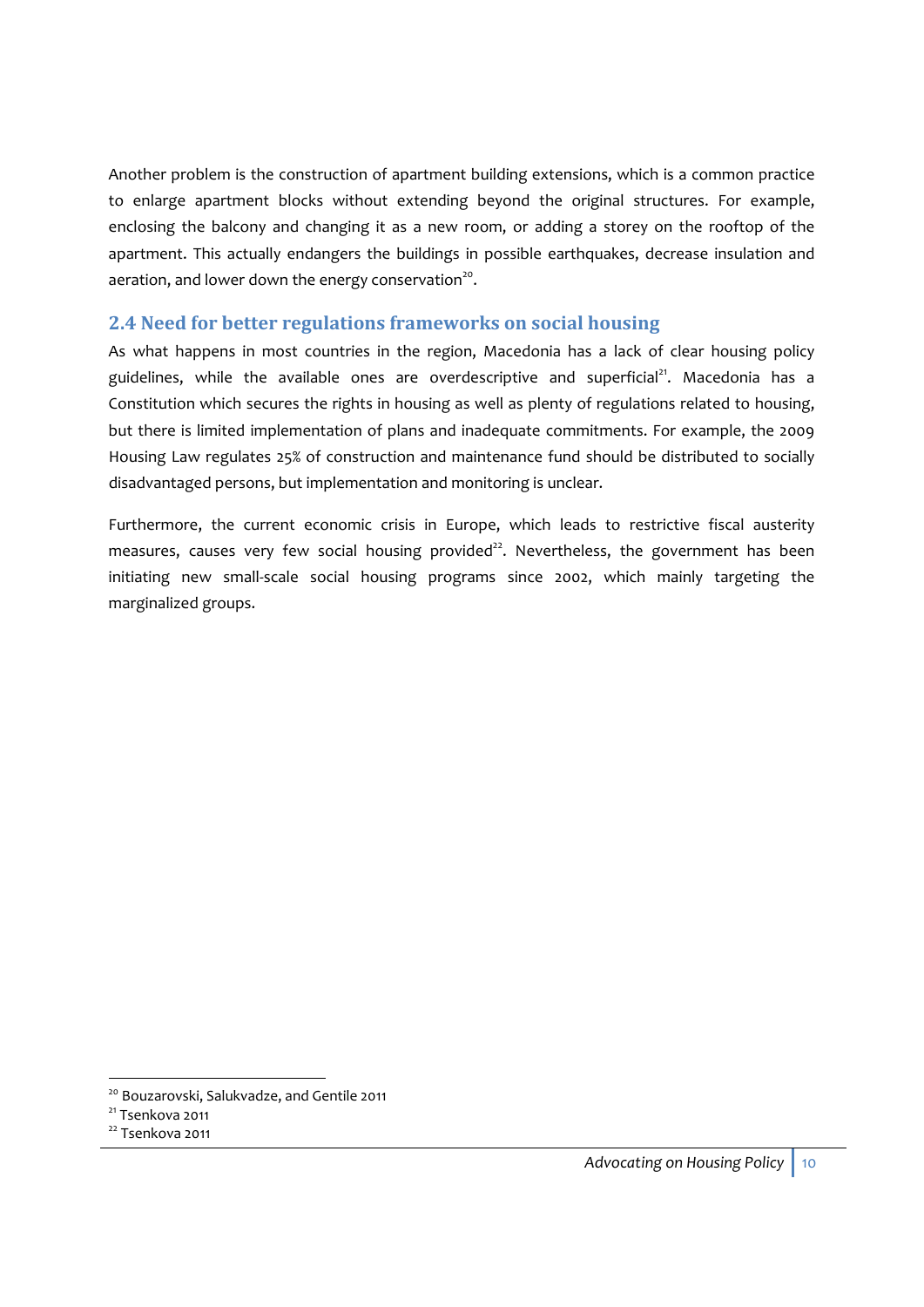Another problem is the construction of apartment building extensions, which is a common practice to enlarge apartment blocks without extending beyond the original structures. For example, enclosing the balcony and changing it as a new room, or adding a storey on the rooftop of the apartment. This actually endangers the buildings in possible earthquakes, decrease insulation and aeration, and lower down the energy conservation[20].

## 2.4 Need for better regulations frameworks on social housing

As what happens in most countries in the region, Macedonia has a lack of clear housing policy guidelines, while the available ones are overdescriptive and superficial[21]. Macedonia has a Constitution which secures the rights in housing as well as plenty of regulations related to housing, but there is limited implementation of plans and inadequate commitments. For example, the 2009 Housing Law regulates 25% of construction and maintenance fund should be distributed to socially disadvantaged persons, but implementation and monitoring is unclear.

Furthermore, the current economic crisis in Europe, which leads to restrictive fiscal austerity measures, causes very few social housing provided[22]. Nevertheless, the government has been initiating new small-scale social housing programs since 2002, which mainly targeting the marginalized groups.

---

[20] Bouzarovski, Salukvadze, and Gentile 2011

[21] Tsenkova 2011

[22] Tsenkova 2011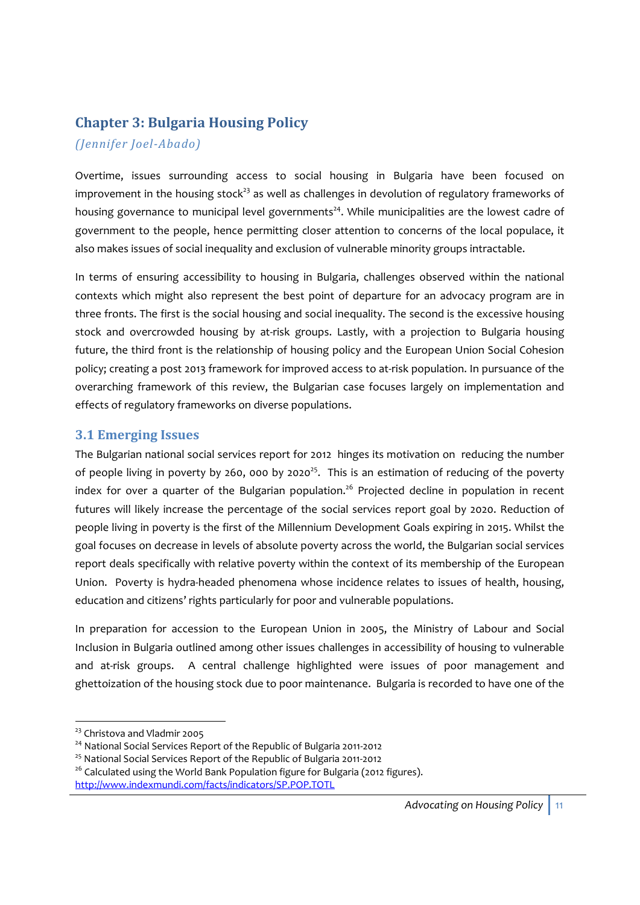## Chapter 3: Bulgaria Housing Policy

*(Jennifer Joel-Abado)*

Overtime, issues surrounding access to social housing in Bulgaria have been focused on improvement in the housing stock[23] as well as challenges in devolution of regulatory frameworks of housing governance to municipal level governments[24]. While municipalities are the lowest cadre of government to the people, hence permitting closer attention to concerns of the local populace, it also makes issues of social inequality and exclusion of vulnerable minority groups intractable.

In terms of ensuring accessibility to housing in Bulgaria, challenges observed within the national contexts which might also represent the best point of departure for an advocacy program are in three fronts. The first is the social housing and social inequality. The second is the excessive housing stock and overcrowded housing by at-risk groups. Lastly, with a projection to Bulgaria housing future, the third front is the relationship of housing policy and the European Union Social Cohesion policy; creating a post 2013 framework for improved access to at-risk population. In pursuance of the overarching framework of this review, the Bulgarian case focuses largely on implementation and effects of regulatory frameworks on diverse populations.

### 3.1 Emerging Issues

The Bulgarian national social services report for 2012 hinges its motivation on reducing the number of people living in poverty by 260, 000 by 2020[25]. This is an estimation of reducing of the poverty index for over a quarter of the Bulgarian population.[26] Projected decline in population in recent futures will likely increase the percentage of the social services report goal by 2020. Reduction of people living in poverty is the first of the Millennium Development Goals expiring in 2015. Whilst the goal focuses on decrease in levels of absolute poverty across the world, the Bulgarian social services report deals specifically with relative poverty within the context of its membership of the European Union. Poverty is hydra-headed phenomena whose incidence relates to issues of health, housing, education and citizens' rights particularly for poor and vulnerable populations.

In preparation for accession to the European Union in 2005, the Ministry of Labour and Social Inclusion in Bulgaria outlined among other issues challenges in accessibility of housing to vulnerable and at-risk groups. A central challenge highlighted were issues of poor management and ghettoization of the housing stock due to poor maintenance. Bulgaria is recorded to have one of the

---

[23] Christova and Vladmir 2005

[24] National Social Services Report of the Republic of Bulgaria 2011-2012

[25] National Social Services Report of the Republic of Bulgaria 2011-2012

[26] Calculated using the World Bank Population figure for Bulgaria (2012 figures). http://www.indexmundi.com/facts/indicators/SP.POP.TOTL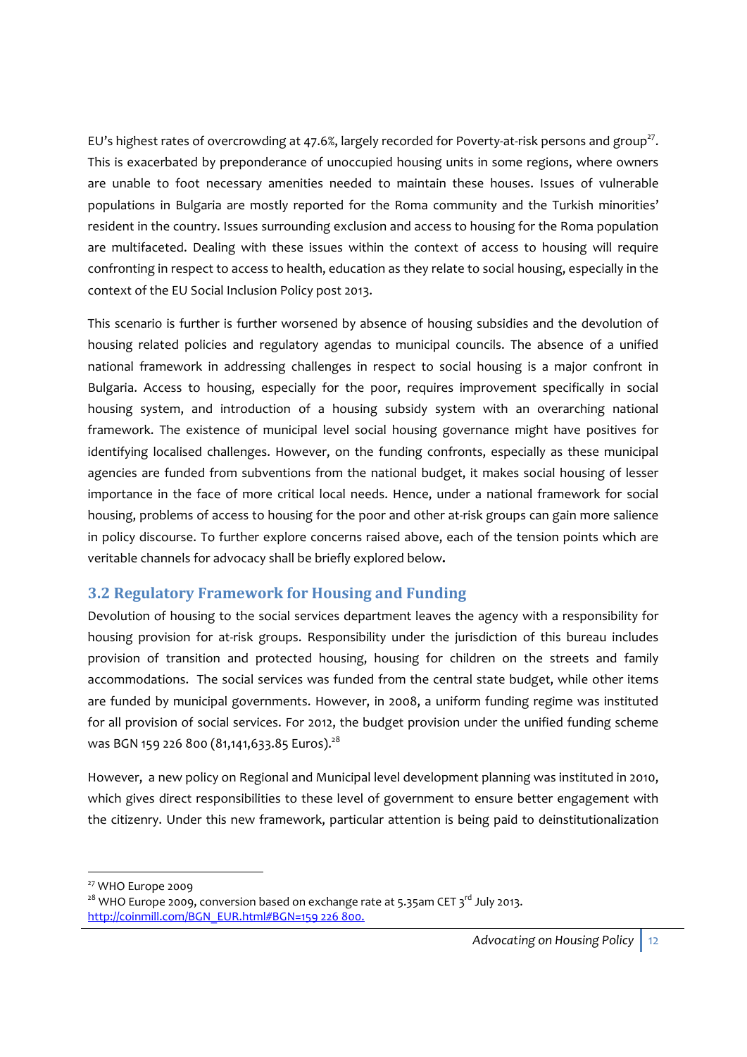EU's highest rates of overcrowding at 47.6%, largely recorded for Poverty-at-risk persons and group[27]. This is exacerbated by preponderance of unoccupied housing units in some regions, where owners are unable to foot necessary amenities needed to maintain these houses. Issues of vulnerable populations in Bulgaria are mostly reported for the Roma community and the Turkish minorities' resident in the country. Issues surrounding exclusion and access to housing for the Roma population are multifaceted. Dealing with these issues within the context of access to housing will require confronting in respect to access to health, education as they relate to social housing, especially in the context of the EU Social Inclusion Policy post 2013.

This scenario is further is further worsened by absence of housing subsidies and the devolution of housing related policies and regulatory agendas to municipal councils. The absence of a unified national framework in addressing challenges in respect to social housing is a major confront in Bulgaria. Access to housing, especially for the poor, requires improvement specifically in social housing system, and introduction of a housing subsidy system with an overarching national framework. The existence of municipal level social housing governance might have positives for identifying localised challenges. However, on the funding confronts, especially as these municipal agencies are funded from subventions from the national budget, it makes social housing of lesser importance in the face of more critical local needs. Hence, under a national framework for social housing, problems of access to housing for the poor and other at-risk groups can gain more salience in policy discourse. To further explore concerns raised above, each of the tension points which are veritable channels for advocacy shall be briefly explored below.

## 3.2 Regulatory Framework for Housing and Funding

Devolution of housing to the social services department leaves the agency with a responsibility for housing provision for at-risk groups. Responsibility under the jurisdiction of this bureau includes provision of transition and protected housing, housing for children on the streets and family accommodations. The social services was funded from the central state budget, while other items are funded by municipal governments. However, in 2008, a uniform funding regime was instituted for all provision of social services. For 2012, the budget provision under the unified funding scheme was BGN 159 226 800 (81,141,633.85 Euros).[28]

However, a new policy on Regional and Municipal level development planning was instituted in 2010, which gives direct responsibilities to these level of government to ensure better engagement with the citizenry. Under this new framework, particular attention is being paid to deinstitutionalization

---

[27] WHO Europe 2009

[28] WHO Europe 2009, conversion based on exchange rate at 5.35am CET 3rd July 2013. http://coinmill.com/BGN_EUR.html#BGN=159 226 800.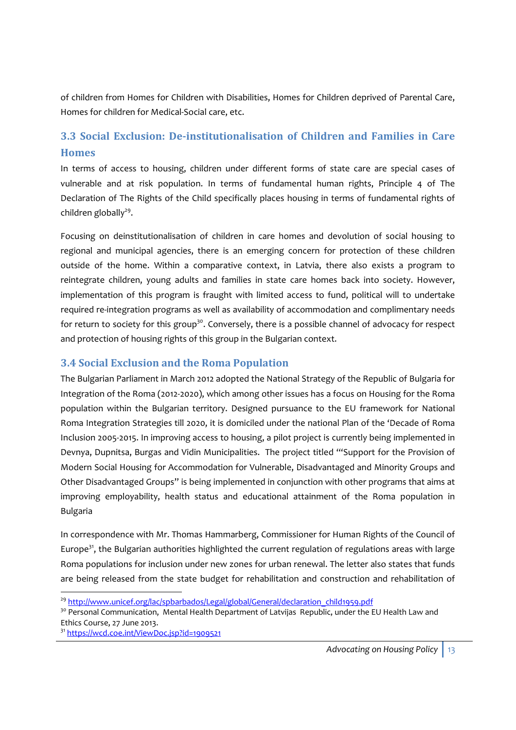of children from Homes for Children with Disabilities, Homes for Children deprived of Parental Care, Homes for children for Medical-Social care, etc.

### 3.3 Social Exclusion: De-institutionalisation of Children and Families in Care Homes

In terms of access to housing, children under different forms of state care are special cases of vulnerable and at risk population. In terms of fundamental human rights, Principle 4 of The Declaration of The Rights of the Child specifically places housing in terms of fundamental rights of children globally[29].

Focusing on deinstitutionalisation of children in care homes and devolution of social housing to regional and municipal agencies, there is an emerging concern for protection of these children outside of the home. Within a comparative context, in Latvia, there also exists a program to reintegrate children, young adults and families in state care homes back into society. However, implementation of this program is fraught with limited access to fund, political will to undertake required re-integration programs as well as availability of accommodation and complimentary needs for return to society for this group[30]. Conversely, there is a possible channel of advocacy for respect and protection of housing rights of this group in the Bulgarian context.

### 3.4 Social Exclusion and the Roma Population

The Bulgarian Parliament in March 2012 adopted the National Strategy of the Republic of Bulgaria for Integration of the Roma (2012-2020), which among other issues has a focus on Housing for the Roma population within the Bulgarian territory. Designed pursuance to the EU framework for National Roma Integration Strategies till 2020, it is domiciled under the national Plan of the 'Decade of Roma Inclusion 2005-2015. In improving access to housing, a pilot project is currently being implemented in Devnya, Dupnitsa, Burgas and Vidin Municipalities. The project titled "'Support for the Provision of Modern Social Housing for Accommodation for Vulnerable, Disadvantaged and Minority Groups and Other Disadvantaged Groups" is being implemented in conjunction with other programs that aims at improving employability, health status and educational attainment of the Roma population in Bulgaria

In correspondence with Mr. Thomas Hammarberg, Commissioner for Human Rights of the Council of Europe[31], the Bulgarian authorities highlighted the current regulation of regulations areas with large Roma populations for inclusion under new zones for urban renewal. The letter also states that funds are being released from the state budget for rehabilitation and construction and rehabilitation of

---

[29] http://www.unicef.org/lac/spbarbados/Legal/global/General/declaration_child1959.pdf

[30] Personal Communication, Mental Health Department of Latvijas Republic, under the EU Health Law and Ethics Course, 27 June 2013.

[31] https://wcd.coe.int/ViewDoc.jsp?id=1909521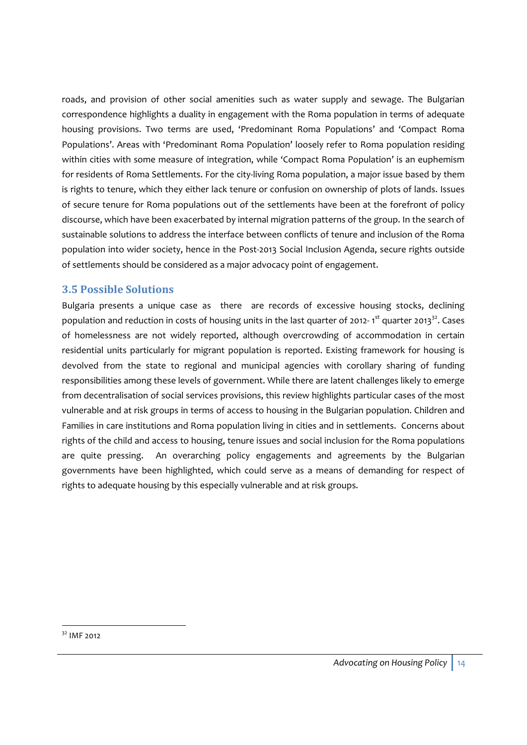roads, and provision of other social amenities such as water supply and sewage. The Bulgarian correspondence highlights a duality in engagement with the Roma population in terms of adequate housing provisions. Two terms are used, 'Predominant Roma Populations' and 'Compact Roma Populations'. Areas with 'Predominant Roma Population' loosely refer to Roma population residing within cities with some measure of integration, while 'Compact Roma Population' is an euphemism for residents of Roma Settlements. For the city-living Roma population, a major issue based by them is rights to tenure, which they either lack tenure or confusion on ownership of plots of lands. Issues of secure tenure for Roma populations out of the settlements have been at the forefront of policy discourse, which have been exacerbated by internal migration patterns of the group. In the search of sustainable solutions to address the interface between conflicts of tenure and inclusion of the Roma population into wider society, hence in the Post-2013 Social Inclusion Agenda, secure rights outside of settlements should be considered as a major advocacy point of engagement.

## 3.5 Possible Solutions

Bulgaria presents a unique case as there are records of excessive housing stocks, declining population and reduction in costs of housing units in the last quarter of 2012- 1st quarter 2013[32]. Cases of homelessness are not widely reported, although overcrowding of accommodation in certain residential units particularly for migrant population is reported. Existing framework for housing is devolved from the state to regional and municipal agencies with corollary sharing of funding responsibilities among these levels of government. While there are latent challenges likely to emerge from decentralisation of social services provisions, this review highlights particular cases of the most vulnerable and at risk groups in terms of access to housing in the Bulgarian population. Children and Families in care institutions and Roma population living in cities and in settlements. Concerns about rights of the child and access to housing, tenure issues and social inclusion for the Roma populations are quite pressing. An overarching policy engagements and agreements by the Bulgarian governments have been highlighted, which could serve as a means of demanding for respect of rights to adequate housing by this especially vulnerable and at risk groups.

---

[32] IMF 2012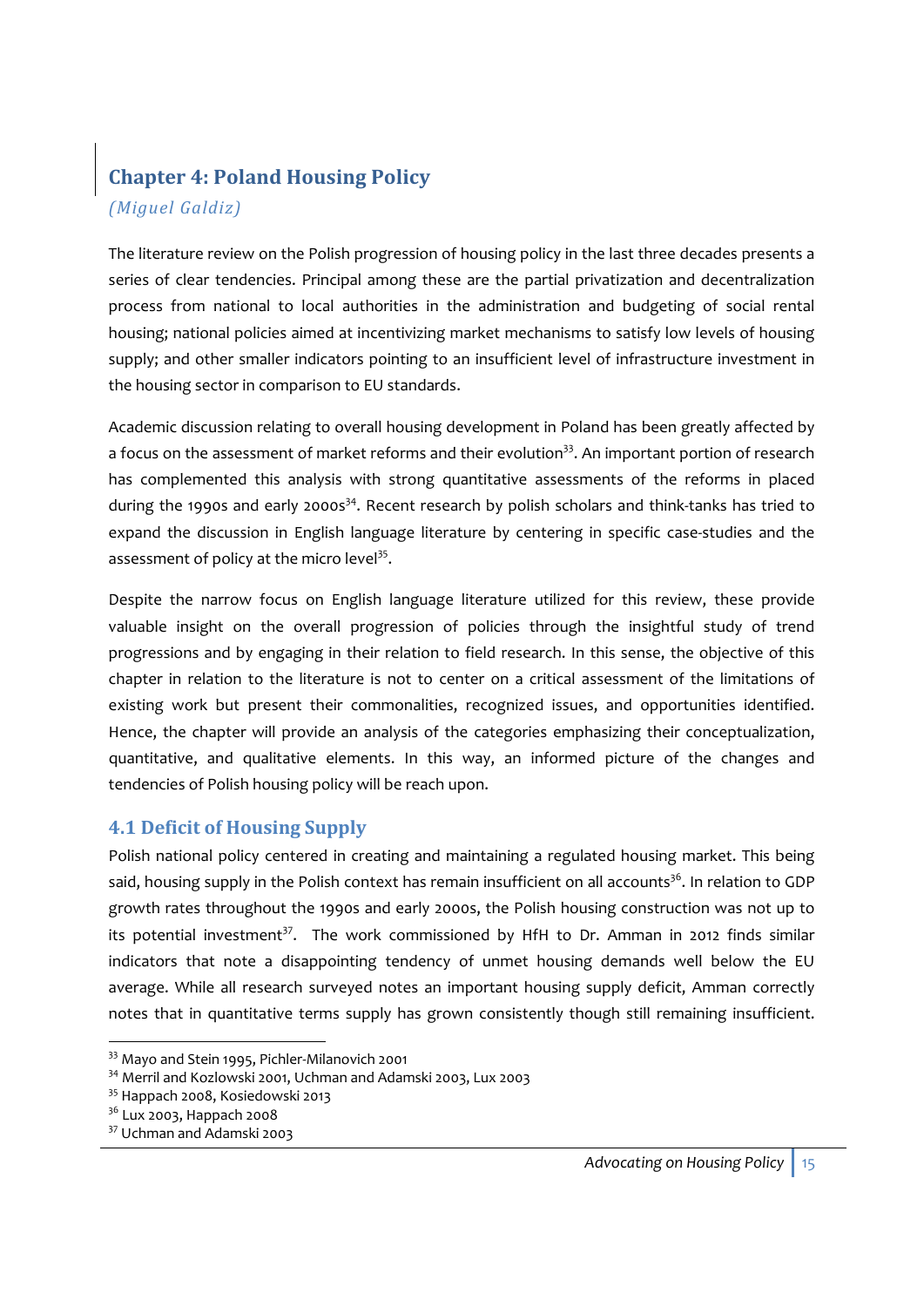## Chapter 4: Poland Housing Policy

*(Miguel Galdiz)*

The literature review on the Polish progression of housing policy in the last three decades presents a series of clear tendencies. Principal among these are the partial privatization and decentralization process from national to local authorities in the administration and budgeting of social rental housing; national policies aimed at incentivizing market mechanisms to satisfy low levels of housing supply; and other smaller indicators pointing to an insufficient level of infrastructure investment in the housing sector in comparison to EU standards.

Academic discussion relating to overall housing development in Poland has been greatly affected by a focus on the assessment of market reforms and their evolution[33]. An important portion of research has complemented this analysis with strong quantitative assessments of the reforms in placed during the 1990s and early 2000s[34]. Recent research by polish scholars and think-tanks has tried to expand the discussion in English language literature by centering in specific case-studies and the assessment of policy at the micro level[35].

Despite the narrow focus on English language literature utilized for this review, these provide valuable insight on the overall progression of policies through the insightful study of trend progressions and by engaging in their relation to field research. In this sense, the objective of this chapter in relation to the literature is not to center on a critical assessment of the limitations of existing work but present their commonalities, recognized issues, and opportunities identified. Hence, the chapter will provide an analysis of the categories emphasizing their conceptualization, quantitative, and qualitative elements. In this way, an informed picture of the changes and tendencies of Polish housing policy will be reach upon.

### 4.1 Deficit of Housing Supply

Polish national policy centered in creating and maintaining a regulated housing market. This being said, housing supply in the Polish context has remain insufficient on all accounts[36]. In relation to GDP growth rates throughout the 1990s and early 2000s, the Polish housing construction was not up to its potential investment[37]. The work commissioned by HfH to Dr. Amman in 2012 finds similar indicators that note a disappointing tendency of unmet housing demands well below the EU average. While all research surveyed notes an important housing supply deficit, Amman correctly notes that in quantitative terms supply has grown consistently though still remaining insufficient.

---

[33] Mayo and Stein 1995, Pichler-Milanovich 2001

[34] Merril and Kozlowski 2001, Uchman and Adamski 2003, Lux 2003

[35] Happach 2008, Kosiedowski 2013

[36] Lux 2003, Happach 2008

[37] Uchman and Adamski 2003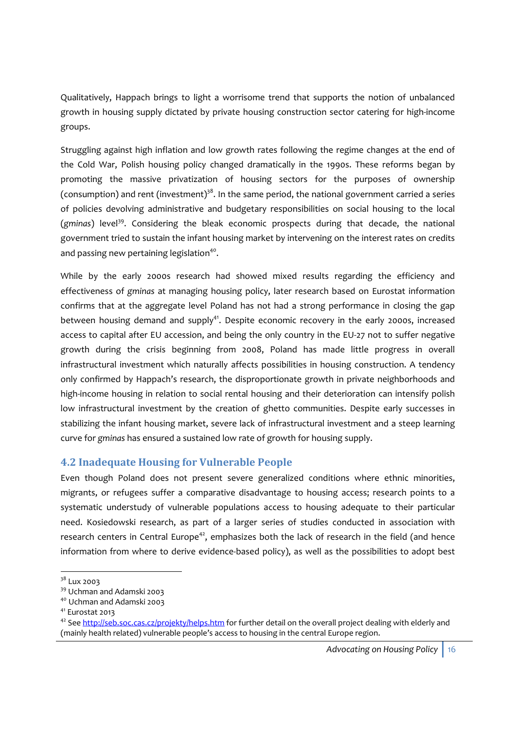Qualitatively, Happach brings to light a worrisome trend that supports the notion of unbalanced growth in housing supply dictated by private housing construction sector catering for high-income groups.

Struggling against high inflation and low growth rates following the regime changes at the end of the Cold War, Polish housing policy changed dramatically in the 1990s. These reforms began by promoting the massive privatization of housing sectors for the purposes of ownership (consumption) and rent (investment)[38]. In the same period, the national government carried a series of policies devolving administrative and budgetary responsibilities on social housing to the local (*gminas*) level[39]. Considering the bleak economic prospects during that decade, the national government tried to sustain the infant housing market by intervening on the interest rates on credits and passing new pertaining legislation[40].

While by the early 2000s research had showed mixed results regarding the efficiency and effectiveness of *gminas* at managing housing policy, later research based on Eurostat information confirms that at the aggregate level Poland has not had a strong performance in closing the gap between housing demand and supply[41]. Despite economic recovery in the early 2000s, increased access to capital after EU accession, and being the only country in the EU-27 not to suffer negative growth during the crisis beginning from 2008, Poland has made little progress in overall infrastructural investment which naturally affects possibilities in housing construction. A tendency only confirmed by Happach's research, the disproportionate growth in private neighborhoods and high-income housing in relation to social rental housing and their deterioration can intensify polish low infrastructural investment by the creation of ghetto communities. Despite early successes in stabilizing the infant housing market, severe lack of infrastructural investment and a steep learning curve for *gminas* has ensured a sustained low rate of growth for housing supply.

## 4.2 Inadequate Housing for Vulnerable People

Even though Poland does not present severe generalized conditions where ethnic minorities, migrants, or refugees suffer a comparative disadvantage to housing access; research points to a systematic understudy of vulnerable populations access to housing adequate to their particular need. Kosiedowski research, as part of a larger series of studies conducted in association with research centers in Central Europe[42], emphasizes both the lack of research in the field (and hence information from where to derive evidence-based policy), as well as the possibilities to adopt best

---

[38] Lux 2003

[39] Uchman and Adamski 2003

[40] Uchman and Adamski 2003

[41] Eurostat 2013

[42] See http://seb.soc.cas.cz/projekty/helps.htm for further detail on the overall project dealing with elderly and (mainly health related) vulnerable people's access to housing in the central Europe region.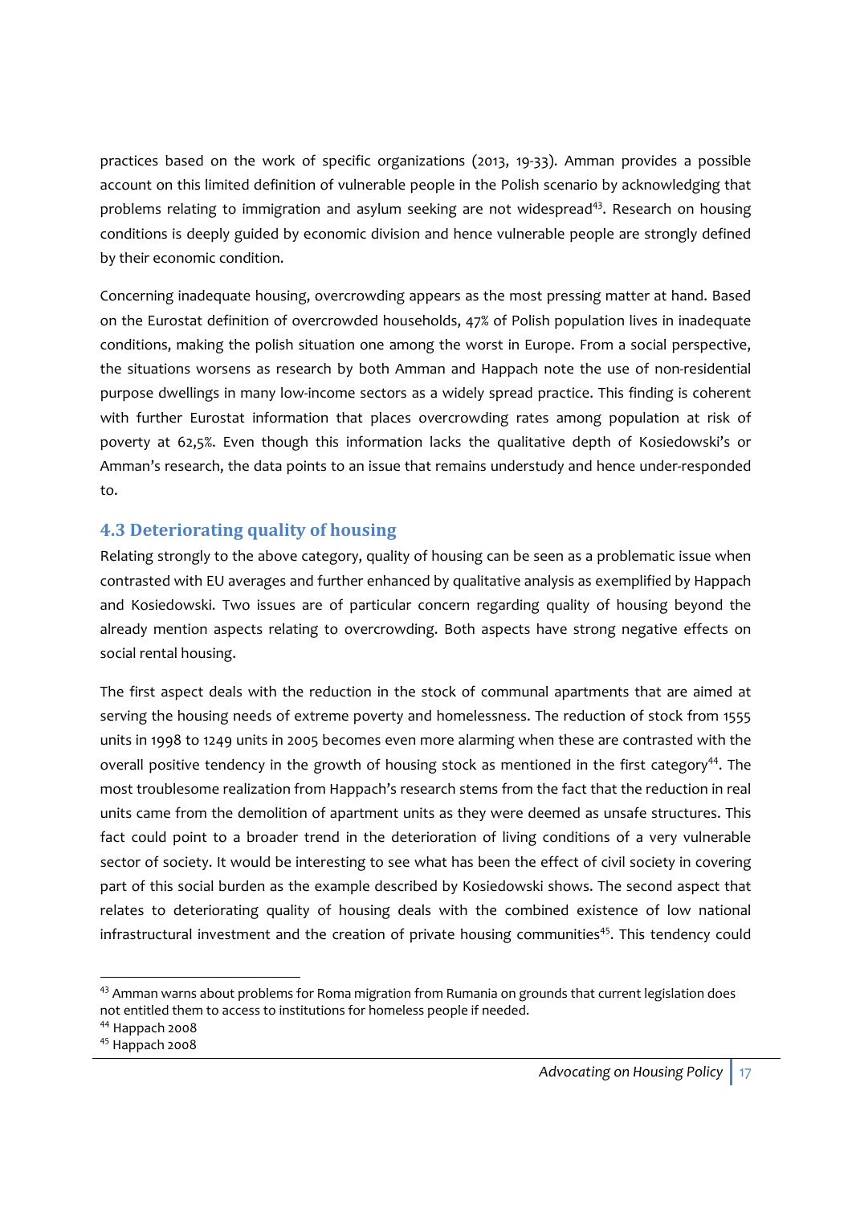practices based on the work of specific organizations (2013, 19-33). Amman provides a possible account on this limited definition of vulnerable people in the Polish scenario by acknowledging that problems relating to immigration and asylum seeking are not widespread[43]. Research on housing conditions is deeply guided by economic division and hence vulnerable people are strongly defined by their economic condition.

Concerning inadequate housing, overcrowding appears as the most pressing matter at hand. Based on the Eurostat definition of overcrowded households, 47% of Polish population lives in inadequate conditions, making the polish situation one among the worst in Europe. From a social perspective, the situations worsens as research by both Amman and Happach note the use of non-residential purpose dwellings in many low-income sectors as a widely spread practice. This finding is coherent with further Eurostat information that places overcrowding rates among population at risk of poverty at 62,5%. Even though this information lacks the qualitative depth of Kosiedowski's or Amman's research, the data points to an issue that remains understudy and hence under-responded to.

## 4.3 Deteriorating quality of housing

Relating strongly to the above category, quality of housing can be seen as a problematic issue when contrasted with EU averages and further enhanced by qualitative analysis as exemplified by Happach and Kosiedowski. Two issues are of particular concern regarding quality of housing beyond the already mention aspects relating to overcrowding. Both aspects have strong negative effects on social rental housing.

The first aspect deals with the reduction in the stock of communal apartments that are aimed at serving the housing needs of extreme poverty and homelessness. The reduction of stock from 1555 units in 1998 to 1249 units in 2005 becomes even more alarming when these are contrasted with the overall positive tendency in the growth of housing stock as mentioned in the first category[44]. The most troublesome realization from Happach's research stems from the fact that the reduction in real units came from the demolition of apartment units as they were deemed as unsafe structures. This fact could point to a broader trend in the deterioration of living conditions of a very vulnerable sector of society. It would be interesting to see what has been the effect of civil society in covering part of this social burden as the example described by Kosiedowski shows. The second aspect that relates to deteriorating quality of housing deals with the combined existence of low national infrastructural investment and the creation of private housing communities[45]. This tendency could

---

[43] Amman warns about problems for Roma migration from Rumania on grounds that current legislation does not entitled them to access to institutions for homeless people if needed.

[44] Happach 2008

[45] Happach 2008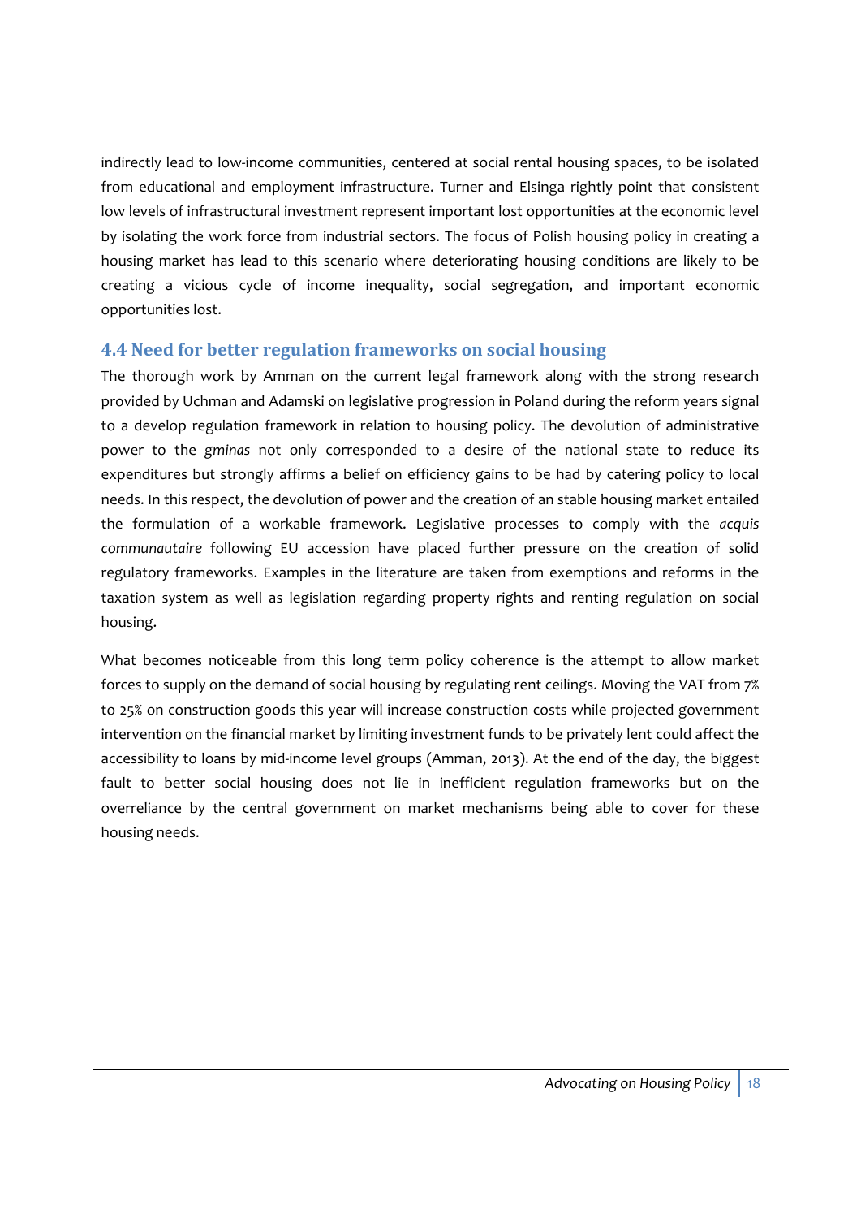indirectly lead to low-income communities, centered at social rental housing spaces, to be isolated from educational and employment infrastructure. Turner and Elsinga rightly point that consistent low levels of infrastructural investment represent important lost opportunities at the economic level by isolating the work force from industrial sectors. The focus of Polish housing policy in creating a housing market has lead to this scenario where deteriorating housing conditions are likely to be creating a vicious cycle of income inequality, social segregation, and important economic opportunities lost.

## 4.4 Need for better regulation frameworks on social housing

The thorough work by Amman on the current legal framework along with the strong research provided by Uchman and Adamski on legislative progression in Poland during the reform years signal to a develop regulation framework in relation to housing policy. The devolution of administrative power to the *gminas* not only corresponded to a desire of the national state to reduce its expenditures but strongly affirms a belief on efficiency gains to be had by catering policy to local needs. In this respect, the devolution of power and the creation of an stable housing market entailed the formulation of a workable framework. Legislative processes to comply with the *acquis communautaire* following EU accession have placed further pressure on the creation of solid regulatory frameworks. Examples in the literature are taken from exemptions and reforms in the taxation system as well as legislation regarding property rights and renting regulation on social housing.

What becomes noticeable from this long term policy coherence is the attempt to allow market forces to supply on the demand of social housing by regulating rent ceilings. Moving the VAT from 7% to 25% on construction goods this year will increase construction costs while projected government intervention on the financial market by limiting investment funds to be privately lent could affect the accessibility to loans by mid-income level groups (Amman, 2013). At the end of the day, the biggest fault to better social housing does not lie in inefficient regulation frameworks but on the overreliance by the central government on market mechanisms being able to cover for these housing needs.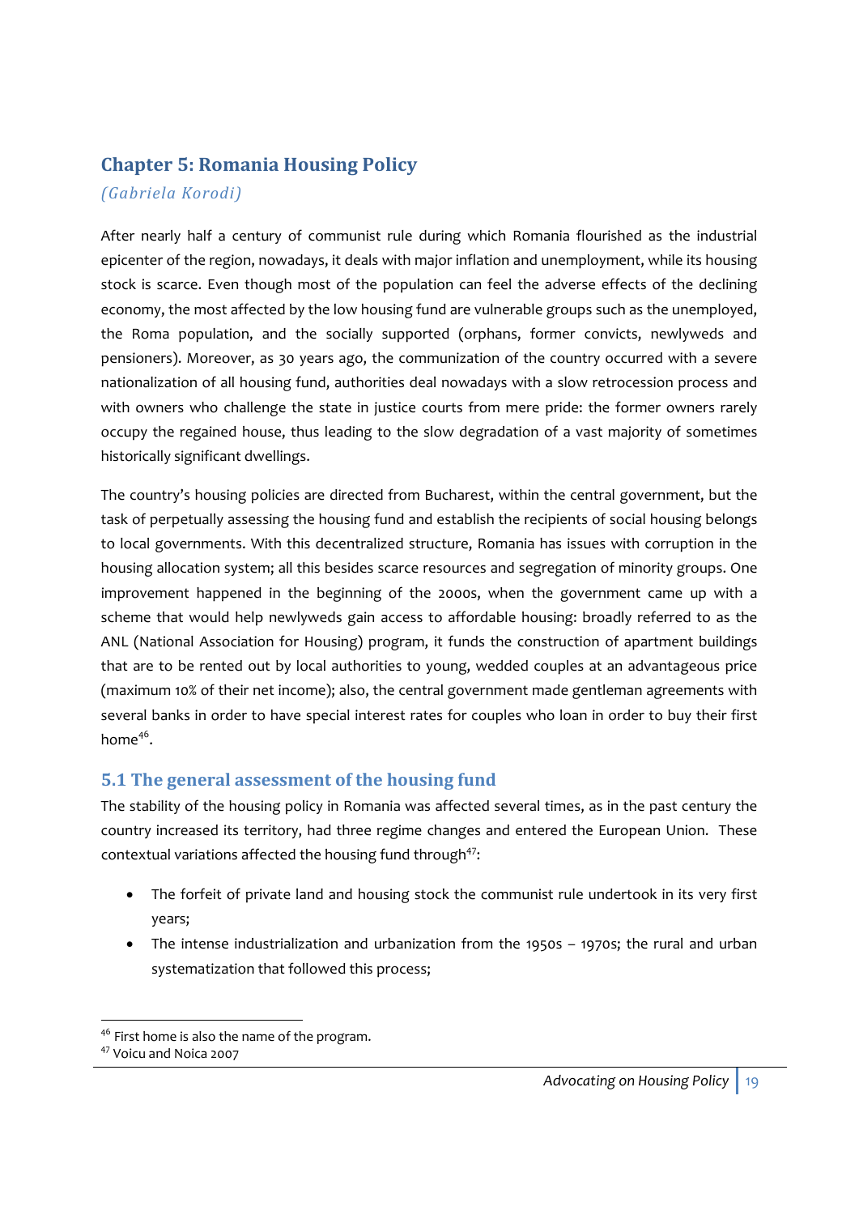## Chapter 5: Romania Housing Policy

*(Gabriela Korodi)*

After nearly half a century of communist rule during which Romania flourished as the industrial epicenter of the region, nowadays, it deals with major inflation and unemployment, while its housing stock is scarce. Even though most of the population can feel the adverse effects of the declining economy, the most affected by the low housing fund are vulnerable groups such as the unemployed, the Roma population, and the socially supported (orphans, former convicts, newlyweds and pensioners). Moreover, as 30 years ago, the communization of the country occurred with a severe nationalization of all housing fund, authorities deal nowadays with a slow retrocession process and with owners who challenge the state in justice courts from mere pride: the former owners rarely occupy the regained house, thus leading to the slow degradation of a vast majority of sometimes historically significant dwellings.

The country's housing policies are directed from Bucharest, within the central government, but the task of perpetually assessing the housing fund and establish the recipients of social housing belongs to local governments. With this decentralized structure, Romania has issues with corruption in the housing allocation system; all this besides scarce resources and segregation of minority groups. One improvement happened in the beginning of the 2000s, when the government came up with a scheme that would help newlyweds gain access to affordable housing: broadly referred to as the ANL (National Association for Housing) program, it funds the construction of apartment buildings that are to be rented out by local authorities to young, wedded couples at an advantageous price (maximum 10% of their net income); also, the central government made gentleman agreements with several banks in order to have special interest rates for couples who loan in order to buy their first home[46].

### 5.1 The general assessment of the housing fund

The stability of the housing policy in Romania was affected several times, as in the past century the country increased its territory, had three regime changes and entered the European Union. These contextual variations affected the housing fund through[47]:

- The forfeit of private land and housing stock the communist rule undertook in its very first years;
- The intense industrialization and urbanization from the 1950s – 1970s; the rural and urban systematization that followed this process;

[46] First home is also the name of the program.
[47] Voicu and Noica 2007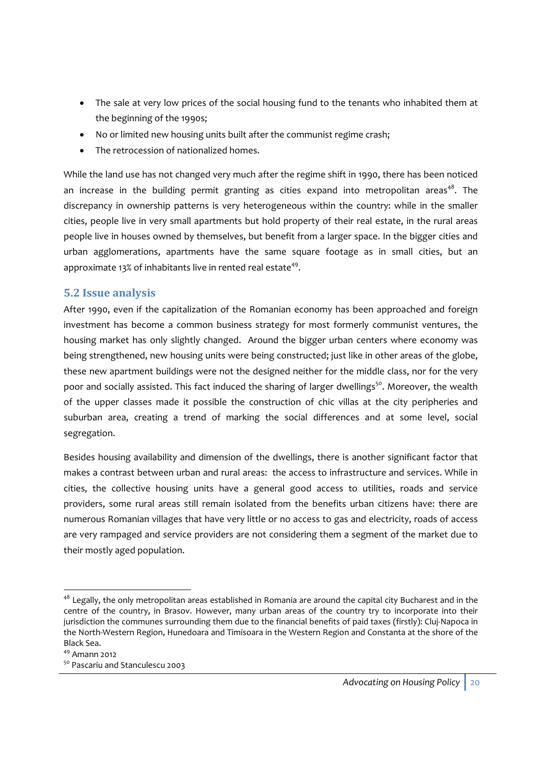- The sale at very low prices of the social housing fund to the tenants who inhabited them at the beginning of the 1990s;
- No or limited new housing units built after the communist regime crash;
- The retrocession of nationalized homes.

While the land use has not changed very much after the regime shift in 1990, there has been noticed an increase in the building permit granting as cities expand into metropolitan areas[48]. The discrepancy in ownership patterns is very heterogeneous within the country: while in the smaller cities, people live in very small apartments but hold property of their real estate, in the rural areas people live in houses owned by themselves, but benefit from a larger space. In the bigger cities and urban agglomerations, apartments have the same square footage as in small cities, but an approximate 13% of inhabitants live in rented real estate[49].

## 5.2 Issue analysis

After 1990, even if the capitalization of the Romanian economy has been approached and foreign investment has become a common business strategy for most formerly communist ventures, the housing market has only slightly changed. Around the bigger urban centers where economy was being strengthened, new housing units were being constructed; just like in other areas of the globe, these new apartment buildings were not the designed neither for the middle class, nor for the very poor and socially assisted. This fact induced the sharing of larger dwellings[50]. Moreover, the wealth of the upper classes made it possible the construction of chic villas at the city peripheries and suburban area, creating a trend of marking the social differences and at some level, social segregation.

Besides housing availability and dimension of the dwellings, there is another significant factor that makes a contrast between urban and rural areas: the access to infrastructure and services. While in cities, the collective housing units have a general good access to utilities, roads and service providers, some rural areas still remain isolated from the benefits urban citizens have: there are numerous Romanian villages that have very little or no access to gas and electricity, roads of access are very rampaged and service providers are not considering them a segment of the market due to their mostly aged population.

---

[48] Legally, the only metropolitan areas established in Romania are around the capital city Bucharest and in the centre of the country, in Brasov. However, many urban areas of the country try to incorporate into their jurisdiction the communes surrounding them due to the financial benefits of paid taxes (firstly): Cluj-Napoca in the North-Western Region, Hunedoara and Timisoara in the Western Region and Constanta at the shore of the Black Sea.

[49] Amann 2012

[50] Pascariu and Stanculescu 2003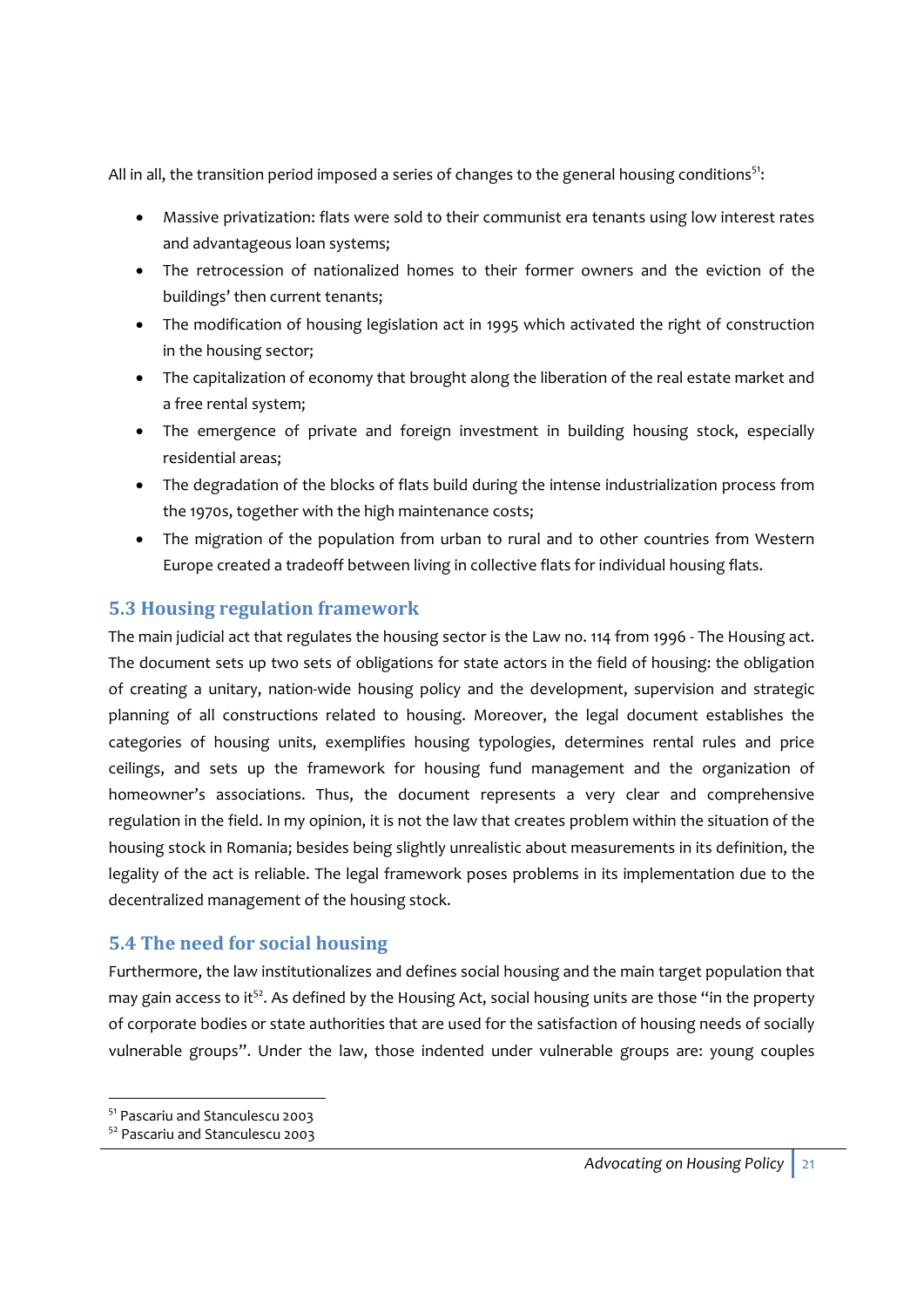All in all, the transition period imposed a series of changes to the general housing conditions[51]:

- Massive privatization: flats were sold to their communist era tenants using low interest rates and advantageous loan systems;
- The retrocession of nationalized homes to their former owners and the eviction of the buildings' then current tenants;
- The modification of housing legislation act in 1995 which activated the right of construction in the housing sector;
- The capitalization of economy that brought along the liberation of the real estate market and a free rental system;
- The emergence of private and foreign investment in building housing stock, especially residential areas;
- The degradation of the blocks of flats build during the intense industrialization process from the 1970s, together with the high maintenance costs;
- The migration of the population from urban to rural and to other countries from Western Europe created a tradeoff between living in collective flats for individual housing flats.

## 5.3 Housing regulation framework

The main judicial act that regulates the housing sector is the Law no. 114 from 1996 - The Housing act. The document sets up two sets of obligations for state actors in the field of housing: the obligation of creating a unitary, nation-wide housing policy and the development, supervision and strategic planning of all constructions related to housing. Moreover, the legal document establishes the categories of housing units, exemplifies housing typologies, determines rental rules and price ceilings, and sets up the framework for housing fund management and the organization of homeowner's associations. Thus, the document represents a very clear and comprehensive regulation in the field. In my opinion, it is not the law that creates problem within the situation of the housing stock in Romania; besides being slightly unrealistic about measurements in its definition, the legality of the act is reliable. The legal framework poses problems in its implementation due to the decentralized management of the housing stock.

## 5.4 The need for social housing

Furthermore, the law institutionalizes and defines social housing and the main target population that may gain access to it[52]. As defined by the Housing Act, social housing units are those "in the property of corporate bodies or state authorities that are used for the satisfaction of housing needs of socially vulnerable groups". Under the law, those indented under vulnerable groups are: young couples

[51] Pascariu and Stanculescu 2003

[52] Pascariu and Stanculescu 2003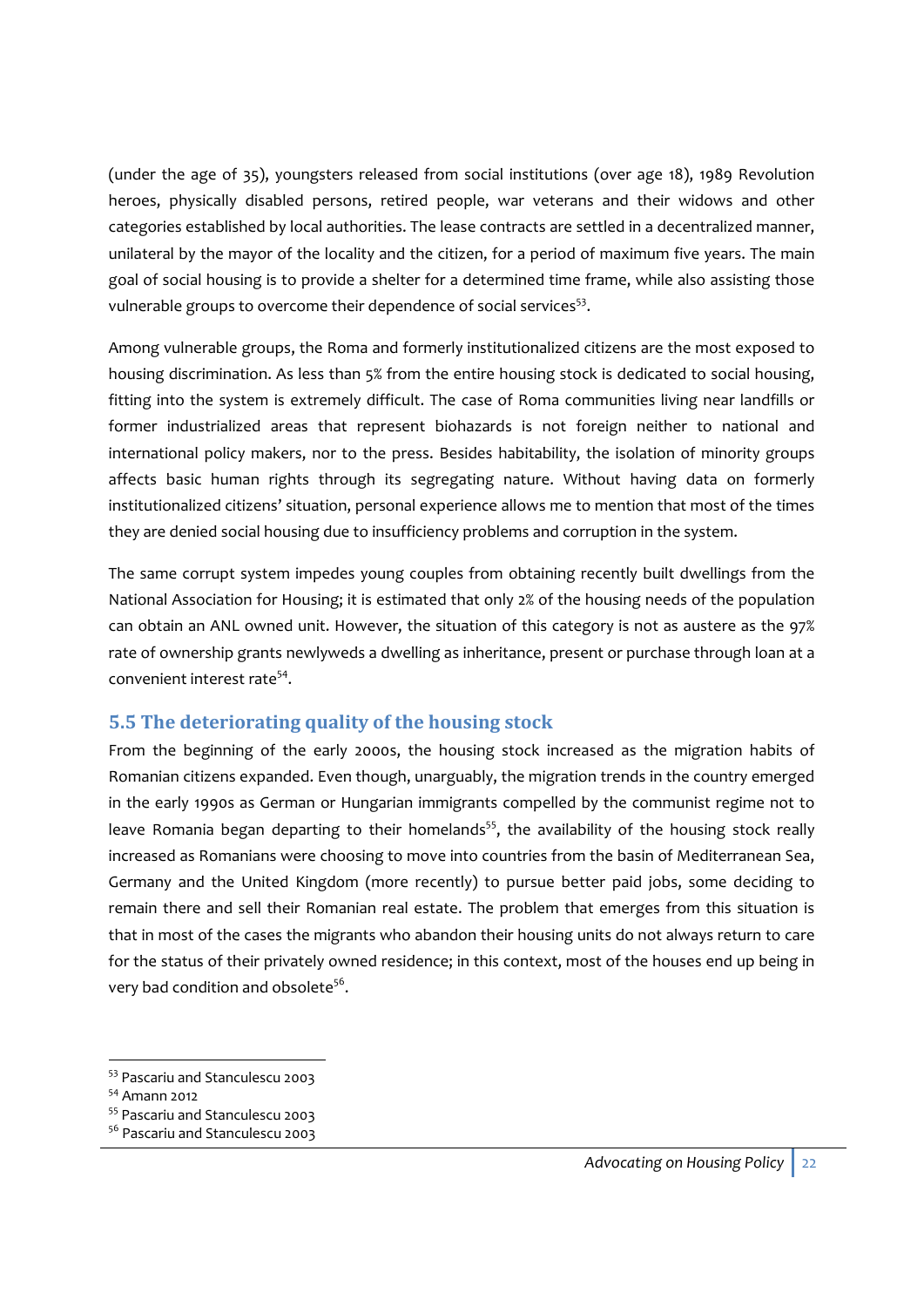(under the age of 35), youngsters released from social institutions (over age 18), 1989 Revolution heroes, physically disabled persons, retired people, war veterans and their widows and other categories established by local authorities. The lease contracts are settled in a decentralized manner, unilateral by the mayor of the locality and the citizen, for a period of maximum five years. The main goal of social housing is to provide a shelter for a determined time frame, while also assisting those vulnerable groups to overcome their dependence of social services[53].

Among vulnerable groups, the Roma and formerly institutionalized citizens are the most exposed to housing discrimination. As less than 5% from the entire housing stock is dedicated to social housing, fitting into the system is extremely difficult. The case of Roma communities living near landfills or former industrialized areas that represent biohazards is not foreign neither to national and international policy makers, nor to the press. Besides habitability, the isolation of minority groups affects basic human rights through its segregating nature. Without having data on formerly institutionalized citizens' situation, personal experience allows me to mention that most of the times they are denied social housing due to insufficiency problems and corruption in the system.

The same corrupt system impedes young couples from obtaining recently built dwellings from the National Association for Housing; it is estimated that only 2% of the housing needs of the population can obtain an ANL owned unit. However, the situation of this category is not as austere as the 97% rate of ownership grants newlyweds a dwelling as inheritance, present or purchase through loan at a convenient interest rate[54].

## 5.5 The deteriorating quality of the housing stock

From the beginning of the early 2000s, the housing stock increased as the migration habits of Romanian citizens expanded. Even though, unarguably, the migration trends in the country emerged in the early 1990s as German or Hungarian immigrants compelled by the communist regime not to leave Romania began departing to their homelands[55], the availability of the housing stock really increased as Romanians were choosing to move into countries from the basin of Mediterranean Sea, Germany and the United Kingdom (more recently) to pursue better paid jobs, some deciding to remain there and sell their Romanian real estate. The problem that emerges from this situation is that in most of the cases the migrants who abandon their housing units do not always return to care for the status of their privately owned residence; in this context, most of the houses end up being in very bad condition and obsolete[56].

---

[53] Pascariu and Stanculescu 2003

[54] Amann 2012

[55] Pascariu and Stanculescu 2003

[56] Pascariu and Stanculescu 2003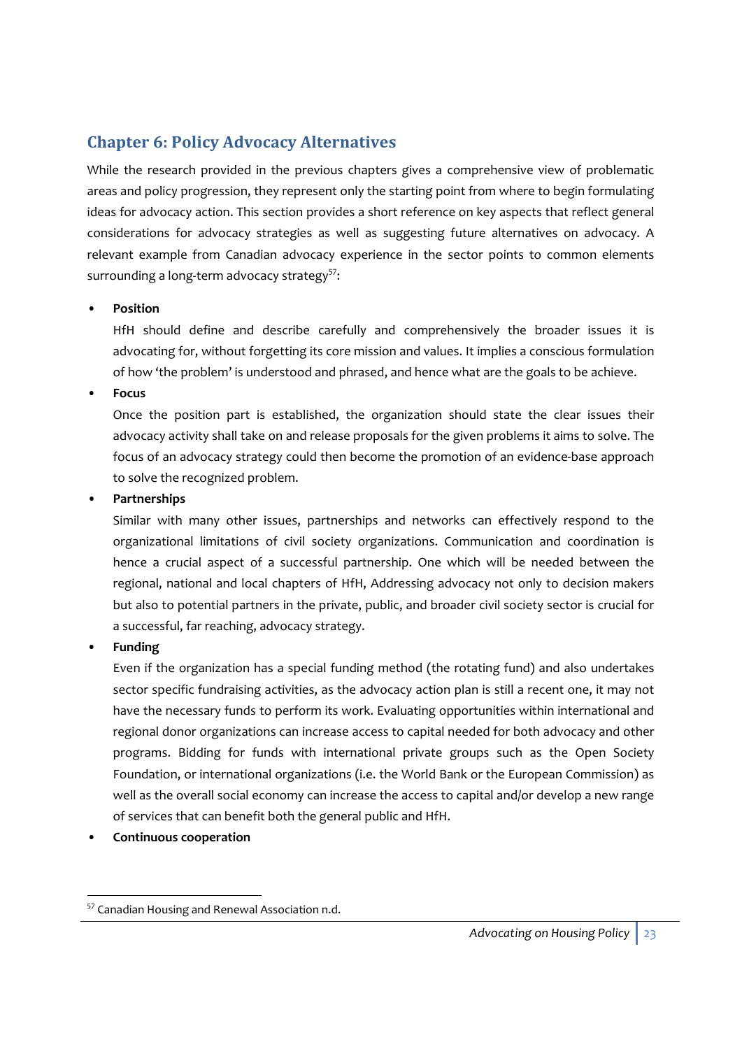## Chapter 6: Policy Advocacy Alternatives

While the research provided in the previous chapters gives a comprehensive view of problematic areas and policy progression, they represent only the starting point from where to begin formulating ideas for advocacy action. This section provides a short reference on key aspects that reflect general considerations for advocacy strategies as well as suggesting future alternatives on advocacy. A relevant example from Canadian advocacy experience in the sector points to common elements surrounding a long-term advocacy strategy[57]:

- **Position**

  HfH should define and describe carefully and comprehensively the broader issues it is advocating for, without forgetting its core mission and values. It implies a conscious formulation of how 'the problem' is understood and phrased, and hence what are the goals to be achieve.

- **Focus**

  Once the position part is established, the organization should state the clear issues their advocacy activity shall take on and release proposals for the given problems it aims to solve. The focus of an advocacy strategy could then become the promotion of an evidence-base approach to solve the recognized problem.

- **Partnerships**

  Similar with many other issues, partnerships and networks can effectively respond to the organizational limitations of civil society organizations. Communication and coordination is hence a crucial aspect of a successful partnership. One which will be needed between the regional, national and local chapters of HfH, Addressing advocacy not only to decision makers but also to potential partners in the private, public, and broader civil society sector is crucial for a successful, far reaching, advocacy strategy.

- **Funding**

  Even if the organization has a special funding method (the rotating fund) and also undertakes sector specific fundraising activities, as the advocacy action plan is still a recent one, it may not have the necessary funds to perform its work. Evaluating opportunities within international and regional donor organizations can increase access to capital needed for both advocacy and other programs. Bidding for funds with international private groups such as the Open Society Foundation, or international organizations (i.e. the World Bank or the European Commission) as well as the overall social economy can increase the access to capital and/or develop a new range of services that can benefit both the general public and HfH.

- **Continuous cooperation**

[57] Canadian Housing and Renewal Association n.d.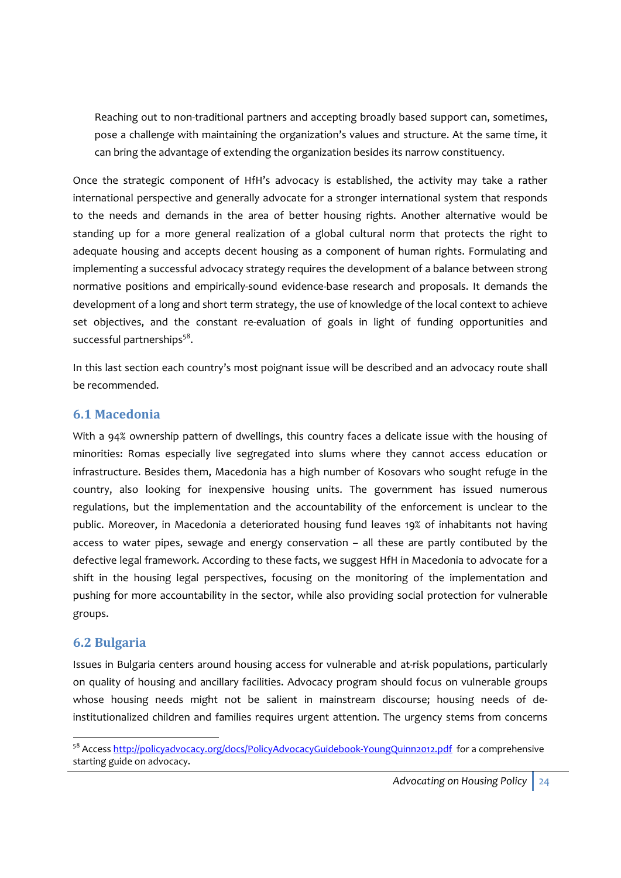> Reaching out to non-traditional partners and accepting broadly based support can, sometimes, pose a challenge with maintaining the organization's values and structure. At the same time, it can bring the advantage of extending the organization besides its narrow constituency.

Once the strategic component of HfH's advocacy is established, the activity may take a rather international perspective and generally advocate for a stronger international system that responds to the needs and demands in the area of better housing rights. Another alternative would be standing up for a more general realization of a global cultural norm that protects the right to adequate housing and accepts decent housing as a component of human rights. Formulating and implementing a successful advocacy strategy requires the development of a balance between strong normative positions and empirically-sound evidence-base research and proposals. It demands the development of a long and short term strategy, the use of knowledge of the local context to achieve set objectives, and the constant re-evaluation of goals in light of funding opportunities and successful partnerships[58].

In this last section each country's most poignant issue will be described and an advocacy route shall be recommended.

## 6.1 Macedonia

With a 94% ownership pattern of dwellings, this country faces a delicate issue with the housing of minorities: Romas especially live segregated into slums where they cannot access education or infrastructure. Besides them, Macedonia has a high number of Kosovars who sought refuge in the country, also looking for inexpensive housing units. The government has issued numerous regulations, but the implementation and the accountability of the enforcement is unclear to the public. Moreover, in Macedonia a deteriorated housing fund leaves 19% of inhabitants not having access to water pipes, sewage and energy conservation – all these are partly contibuted by the defective legal framework. According to these facts, we suggest HfH in Macedonia to advocate for a shift in the housing legal perspectives, focusing on the monitoring of the implementation and pushing for more accountability in the sector, while also providing social protection for vulnerable groups.

## 6.2 Bulgaria

Issues in Bulgaria centers around housing access for vulnerable and at-risk populations, particularly on quality of housing and ancillary facilities. Advocacy program should focus on vulnerable groups whose housing needs might not be salient in mainstream discourse; housing needs of de-institutionalized children and families requires urgent attention. The urgency stems from concerns

---

[58] Access http://policyadvocacy.org/docs/PolicyAdvocacyGuidebook-YoungQuinn2012.pdf for a comprehensive starting guide on advocacy.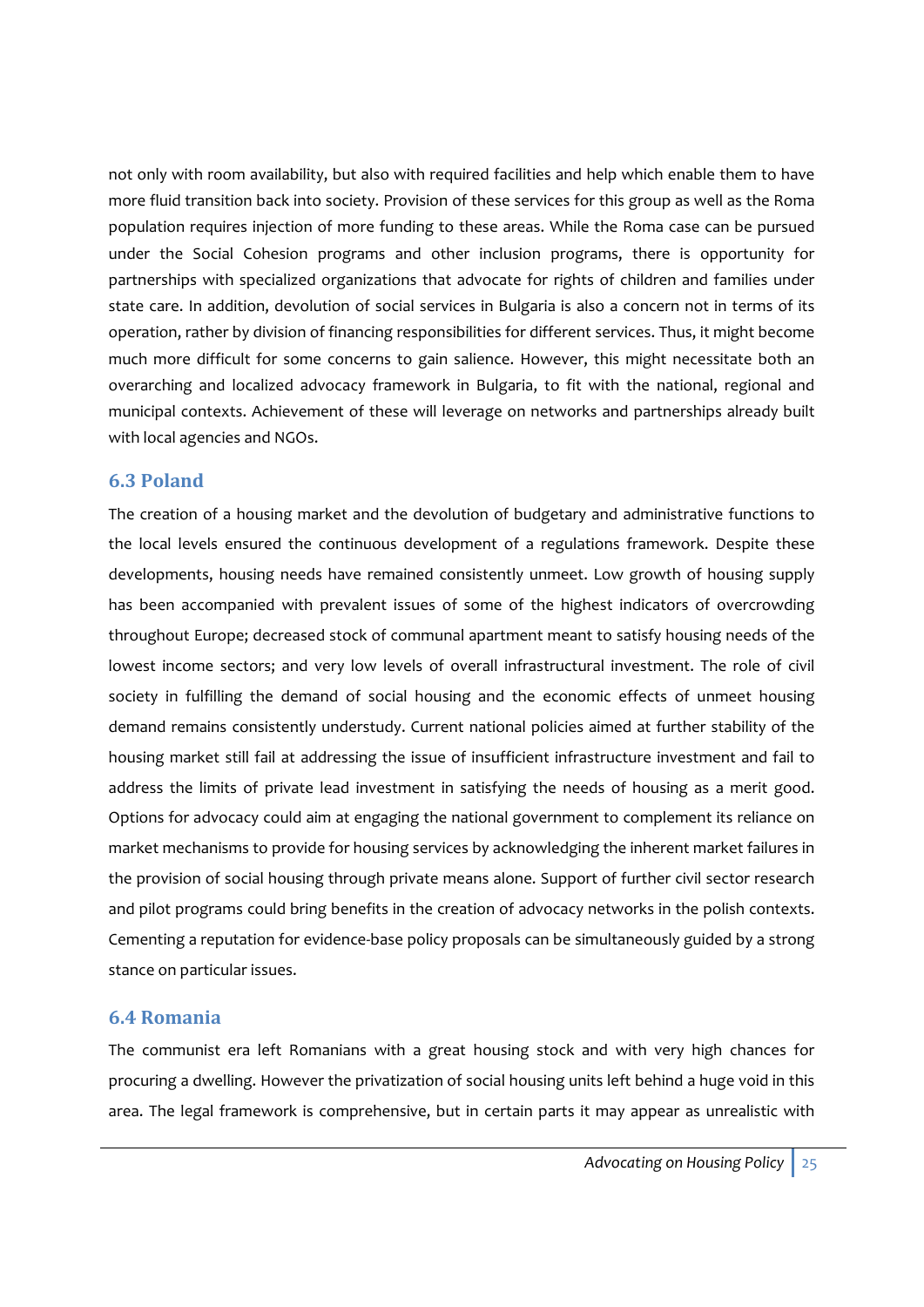not only with room availability, but also with required facilities and help which enable them to have more fluid transition back into society. Provision of these services for this group as well as the Roma population requires injection of more funding to these areas. While the Roma case can be pursued under the Social Cohesion programs and other inclusion programs, there is opportunity for partnerships with specialized organizations that advocate for rights of children and families under state care. In addition, devolution of social services in Bulgaria is also a concern not in terms of its operation, rather by division of financing responsibilities for different services. Thus, it might become much more difficult for some concerns to gain salience. However, this might necessitate both an overarching and localized advocacy framework in Bulgaria, to fit with the national, regional and municipal contexts. Achievement of these will leverage on networks and partnerships already built with local agencies and NGOs.

## 6.3 Poland

The creation of a housing market and the devolution of budgetary and administrative functions to the local levels ensured the continuous development of a regulations framework. Despite these developments, housing needs have remained consistently unmeet. Low growth of housing supply has been accompanied with prevalent issues of some of the highest indicators of overcrowding throughout Europe; decreased stock of communal apartment meant to satisfy housing needs of the lowest income sectors; and very low levels of overall infrastructural investment. The role of civil society in fulfilling the demand of social housing and the economic effects of unmeet housing demand remains consistently understudy. Current national policies aimed at further stability of the housing market still fail at addressing the issue of insufficient infrastructure investment and fail to address the limits of private lead investment in satisfying the needs of housing as a merit good. Options for advocacy could aim at engaging the national government to complement its reliance on market mechanisms to provide for housing services by acknowledging the inherent market failures in the provision of social housing through private means alone. Support of further civil sector research and pilot programs could bring benefits in the creation of advocacy networks in the polish contexts. Cementing a reputation for evidence-base policy proposals can be simultaneously guided by a strong stance on particular issues.

## 6.4 Romania

The communist era left Romanians with a great housing stock and with very high chances for procuring a dwelling. However the privatization of social housing units left behind a huge void in this area. The legal framework is comprehensive, but in certain parts it may appear as unrealistic with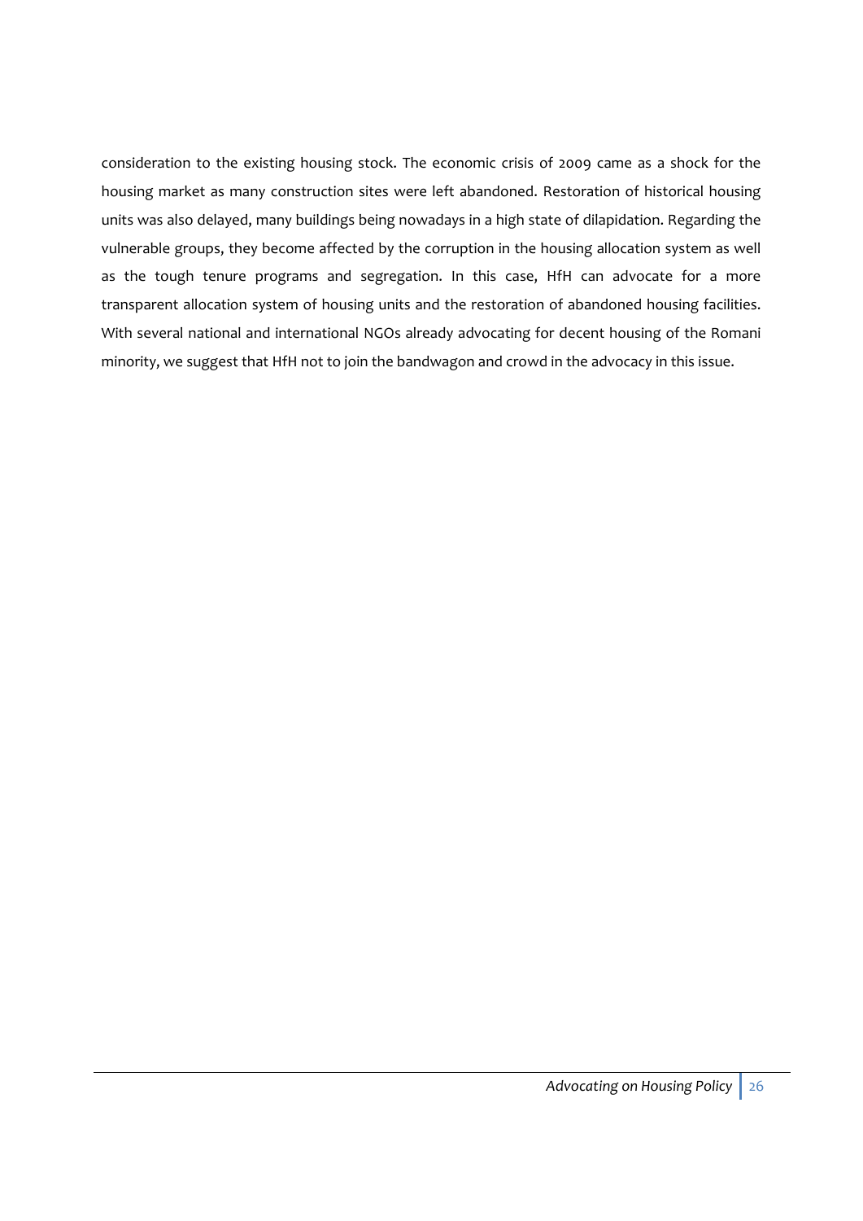consideration to the existing housing stock. The economic crisis of 2009 came as a shock for the housing market as many construction sites were left abandoned. Restoration of historical housing units was also delayed, many buildings being nowadays in a high state of dilapidation. Regarding the vulnerable groups, they become affected by the corruption in the housing allocation system as well as the tough tenure programs and segregation. In this case, HfH can advocate for a more transparent allocation system of housing units and the restoration of abandoned housing facilities. With several national and international NGOs already advocating for decent housing of the Romani minority, we suggest that HfH not to join the bandwagon and crowd in the advocacy in this issue.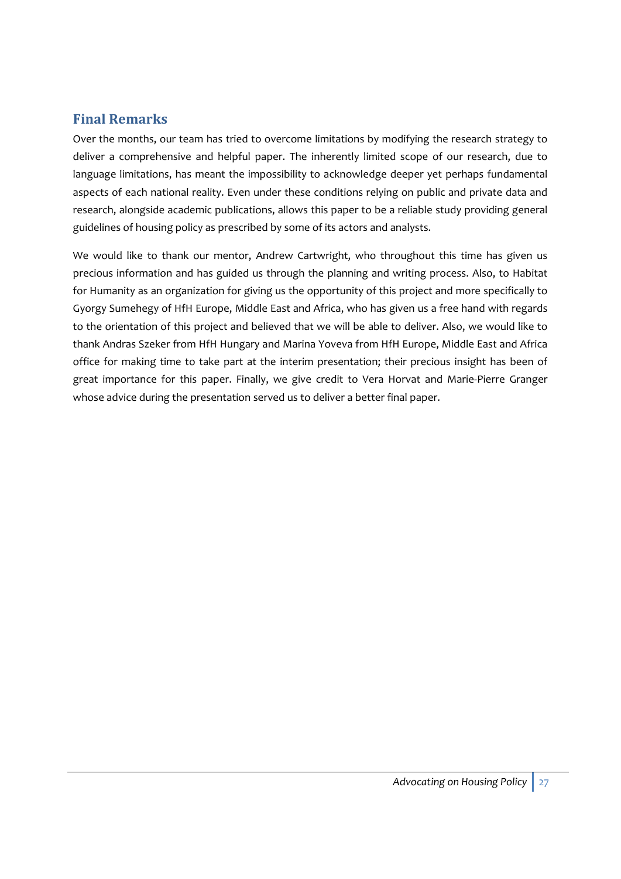## Final Remarks

Over the months, our team has tried to overcome limitations by modifying the research strategy to deliver a comprehensive and helpful paper. The inherently limited scope of our research, due to language limitations, has meant the impossibility to acknowledge deeper yet perhaps fundamental aspects of each national reality. Even under these conditions relying on public and private data and research, alongside academic publications, allows this paper to be a reliable study providing general guidelines of housing policy as prescribed by some of its actors and analysts.

We would like to thank our mentor, Andrew Cartwright, who throughout this time has given us precious information and has guided us through the planning and writing process. Also, to Habitat for Humanity as an organization for giving us the opportunity of this project and more specifically to Gyorgy Sumehegy of HfH Europe, Middle East and Africa, who has given us a free hand with regards to the orientation of this project and believed that we will be able to deliver. Also, we would like to thank Andras Szeker from HfH Hungary and Marina Yoveva from HfH Europe, Middle East and Africa office for making time to take part at the interim presentation; their precious insight has been of great importance for this paper. Finally, we give credit to Vera Horvat and Marie-Pierre Granger whose advice during the presentation served us to deliver a better final paper.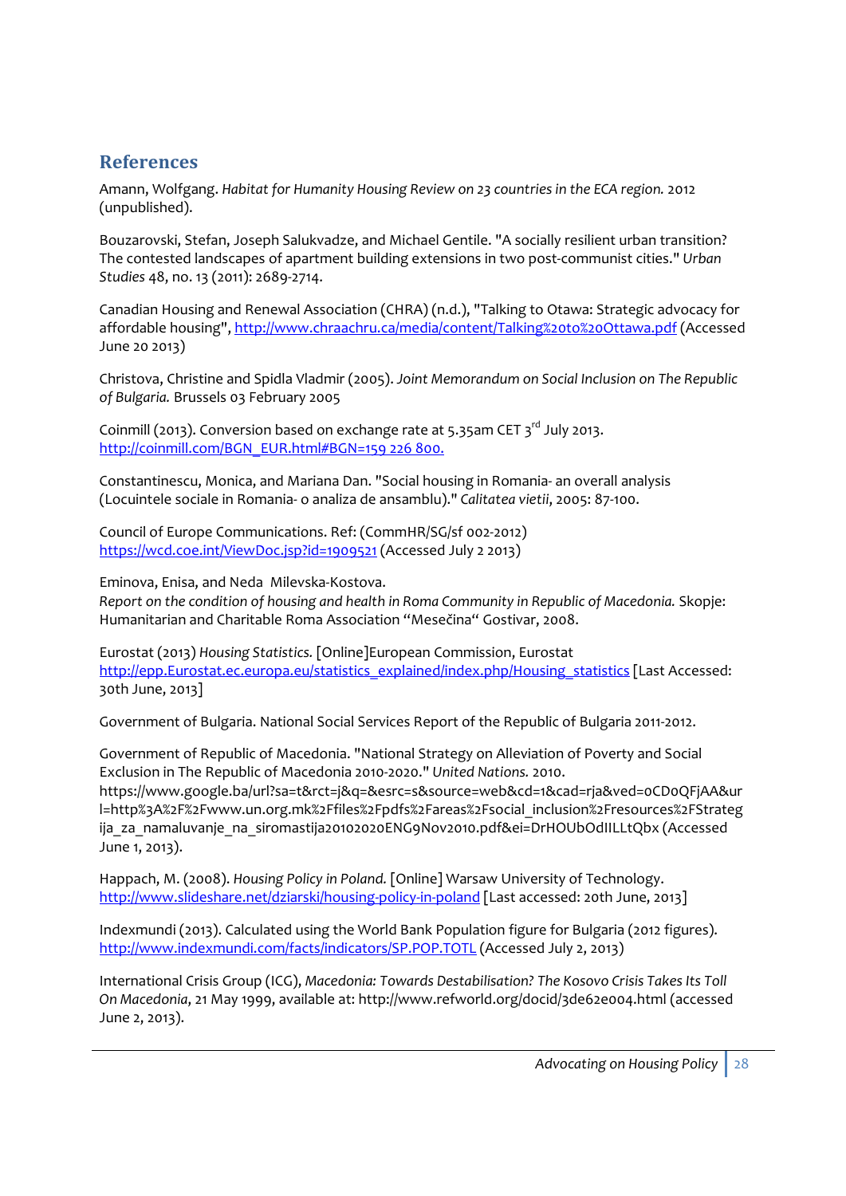## References

Amann, Wolfgang. *Habitat for Humanity Housing Review on 23 countries in the ECA region.* 2012 (unpublished).

Bouzarovski, Stefan, Joseph Salukvadze, and Michael Gentile. "A socially resilient urban transition? The contested landscapes of apartment building extensions in two post-communist cities." *Urban Studies* 48, no. 13 (2011): 2689-2714.

Canadian Housing and Renewal Association (CHRA) (n.d.), "Talking to Otawa: Strategic advocacy for affordable housing", http://www.chraachru.ca/media/content/Talking%20to%20Ottawa.pdf (Accessed June 20 2013)

Christova, Christine and Spidla Vladmir (2005). *Joint Memorandum on Social Inclusion on The Republic of Bulgaria.* Brussels 03 February 2005

Coinmill (2013). Conversion based on exchange rate at 5.35am CET 3rd July 2013. http://coinmill.com/BGN_EUR.html#BGN=159 226 800.

Constantinescu, Monica, and Mariana Dan. "Social housing in Romania- an overall analysis (Locuintele sociale in Romania- o analiza de ansamblu)." *Calitatea vietii*, 2005: 87-100.

Council of Europe Communications. Ref: (CommHR/SG/sf 002-2012) https://wcd.coe.int/ViewDoc.jsp?id=1909521 (Accessed July 2 2013)

Eminova, Enisa, and Neda Milevska-Kostova. *Report on the condition of housing and health in Roma Community in Republic of Macedonia.* Skopje: Humanitarian and Charitable Roma Association "Mesečina" Gostivar, 2008.

Eurostat (2013) *Housing Statistics.* [Online]European Commission, Eurostat http://epp.Eurostat.ec.europa.eu/statistics_explained/index.php/Housing_statistics [Last Accessed: 30th June, 2013]

Government of Bulgaria. National Social Services Report of the Republic of Bulgaria 2011-2012.

Government of Republic of Macedonia. "National Strategy on Alleviation of Poverty and Social Exclusion in The Republic of Macedonia 2010-2020." *United Nations.* 2010. https://www.google.ba/url?sa=t&rct=j&q=&esrc=s&source=web&cd=1&cad=rja&ved=0CD0QFjAA&url=http%3A%2F%2Fwww.un.org.mk%2Ffiles%2Fpdfs%2Fareas%2Fsocial_inclusion%2Fresources%2FStrategija_za_namaluvanje_na_siromastija20102020ENG9Nov2010.pdf&ei=DrHOUbOdIILLtQbx (Accessed June 1, 2013).

Happach, M. (2008). *Housing Policy in Poland.* [Online] Warsaw University of Technology. http://www.slideshare.net/dziarski/housing-policy-in-poland [Last accessed: 20th June, 2013]

Indexmundi (2013). Calculated using the World Bank Population figure for Bulgaria (2012 figures). http://www.indexmundi.com/facts/indicators/SP.POP.TOTL (Accessed July 2, 2013)

International Crisis Group (ICG), *Macedonia: Towards Destabilisation? The Kosovo Crisis Takes Its Toll On Macedonia*, 21 May 1999, available at: http://www.refworld.org/docid/3de62e004.html (accessed June 2, 2013).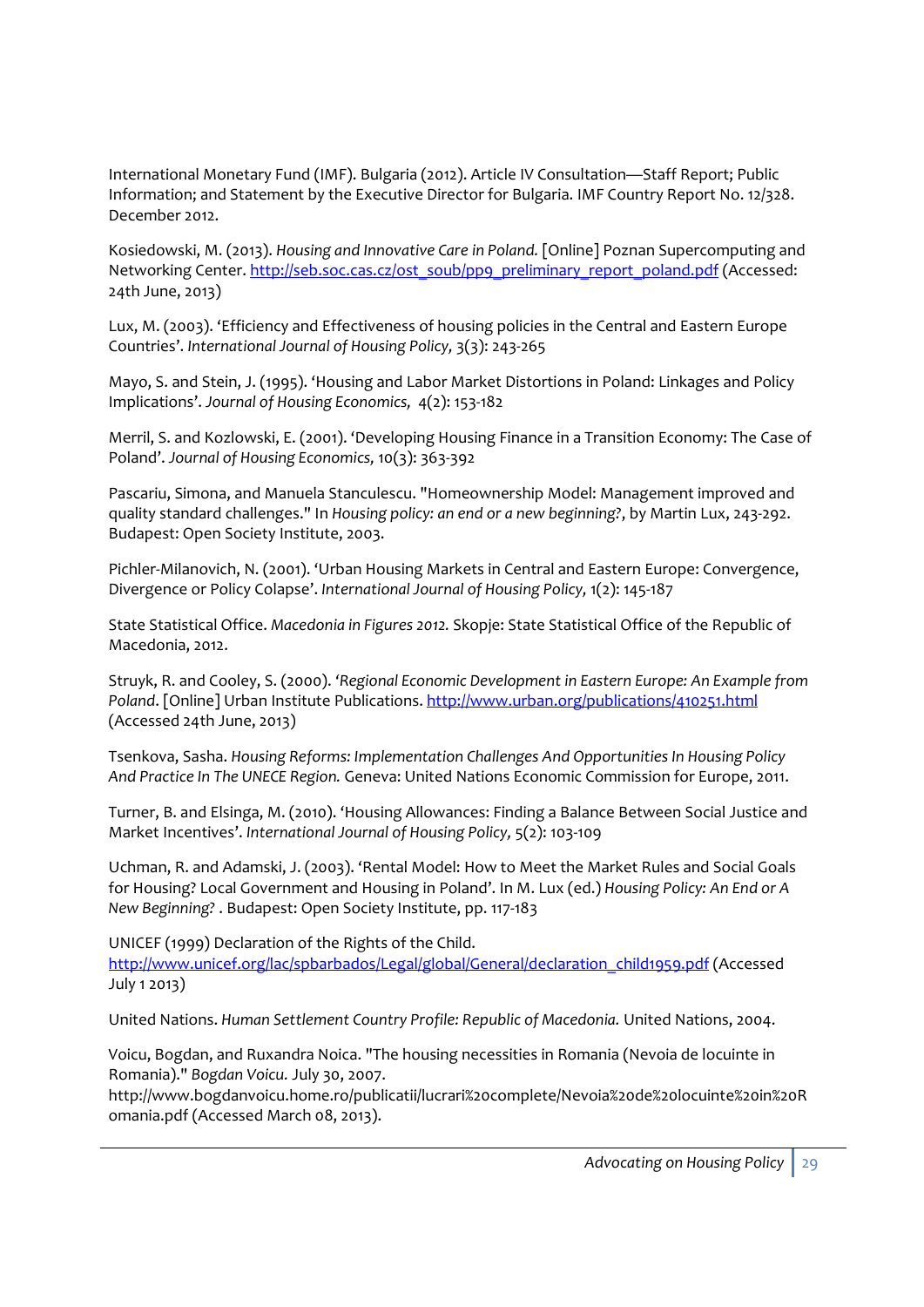International Monetary Fund (IMF). Bulgaria (2012). Article IV Consultation—Staff Report; Public Information; and Statement by the Executive Director for Bulgaria. IMF Country Report No. 12/328. December 2012.

Kosiedowski, M. (2013). *Housing and Innovative Care in Poland.* [Online] Poznan Supercomputing and Networking Center. http://seb.soc.cas.cz/ost_soub/pp9_preliminary_report_poland.pdf (Accessed: 24th June, 2013)

Lux, M. (2003). 'Efficiency and Effectiveness of housing policies in the Central and Eastern Europe Countries'. *International Journal of Housing Policy,* 3(3): 243-265

Mayo, S. and Stein, J. (1995). 'Housing and Labor Market Distortions in Poland: Linkages and Policy Implications'. *Journal of Housing Economics,* 4(2): 153-182

Merril, S. and Kozlowski, E. (2001). 'Developing Housing Finance in a Transition Economy: The Case of Poland'. *Journal of Housing Economics,* 10(3): 363-392

Pascariu, Simona, and Manuela Stanculescu. "Homeownership Model: Management improved and quality standard challenges." In *Housing policy: an end or a new beginning?*, by Martin Lux, 243-292. Budapest: Open Society Institute, 2003.

Pichler-Milanovich, N. (2001). 'Urban Housing Markets in Central and Eastern Europe: Convergence, Divergence or Policy Colapse'. *International Journal of Housing Policy,* 1(2): 145-187

State Statistical Office. *Macedonia in Figures 2012.* Skopje: State Statistical Office of the Republic of Macedonia, 2012.

Struyk, R. and Cooley, S. (2000). *'Regional Economic Development in Eastern Europe: An Example from Poland*. [Online] Urban Institute Publications. http://www.urban.org/publications/410251.html (Accessed 24th June, 2013)

Tsenkova, Sasha. *Housing Reforms: Implementation Challenges And Opportunities In Housing Policy And Practice In The UNECE Region.* Geneva: United Nations Economic Commission for Europe, 2011.

Turner, B. and Elsinga, M. (2010). 'Housing Allowances: Finding a Balance Between Social Justice and Market Incentives'. *International Journal of Housing Policy,* 5(2): 103-109

Uchman, R. and Adamski, J. (2003). 'Rental Model: How to Meet the Market Rules and Social Goals for Housing? Local Government and Housing in Poland'. In M. Lux (ed.) *Housing Policy: An End or A New Beginning?* . Budapest: Open Society Institute, pp. 117-183

UNICEF (1999) Declaration of the Rights of the Child. http://www.unicef.org/lac/spbarbados/Legal/global/General/declaration_child1959.pdf (Accessed July 1 2013)

United Nations. *Human Settlement Country Profile: Republic of Macedonia.* United Nations, 2004.

Voicu, Bogdan, and Ruxandra Noica. "The housing necessities in Romania (Nevoia de locuinte in Romania)." *Bogdan Voicu.* July 30, 2007. http://www.bogdanvoicu.home.ro/publicatii/lucrari%20complete/Nevoia%20de%20locuinte%20in%20Romania.pdf (Accessed March 08, 2013).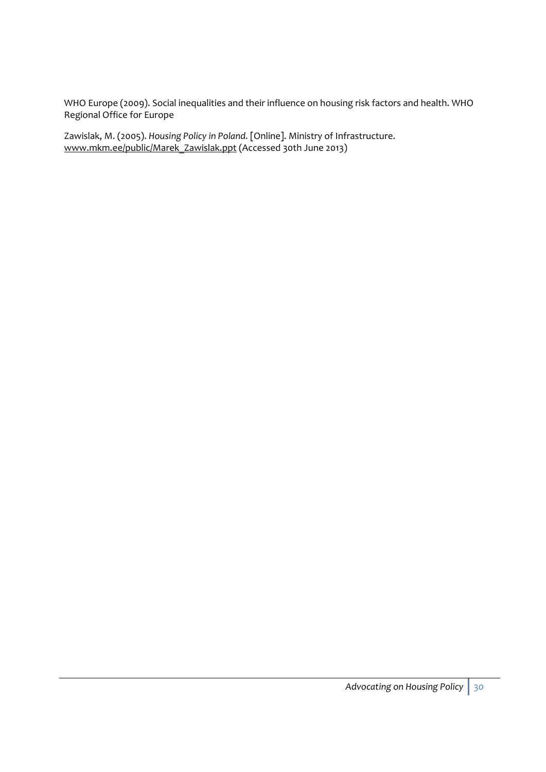WHO Europe (2009). Social inequalities and their influence on housing risk factors and health. WHO Regional Office for Europe

Zawislak, M. (2005). *Housing Policy in Poland.* [Online]. Ministry of Infrastructure. www.mkm.ee/public/Marek_Zawislak.ppt (Accessed 30th June 2013)